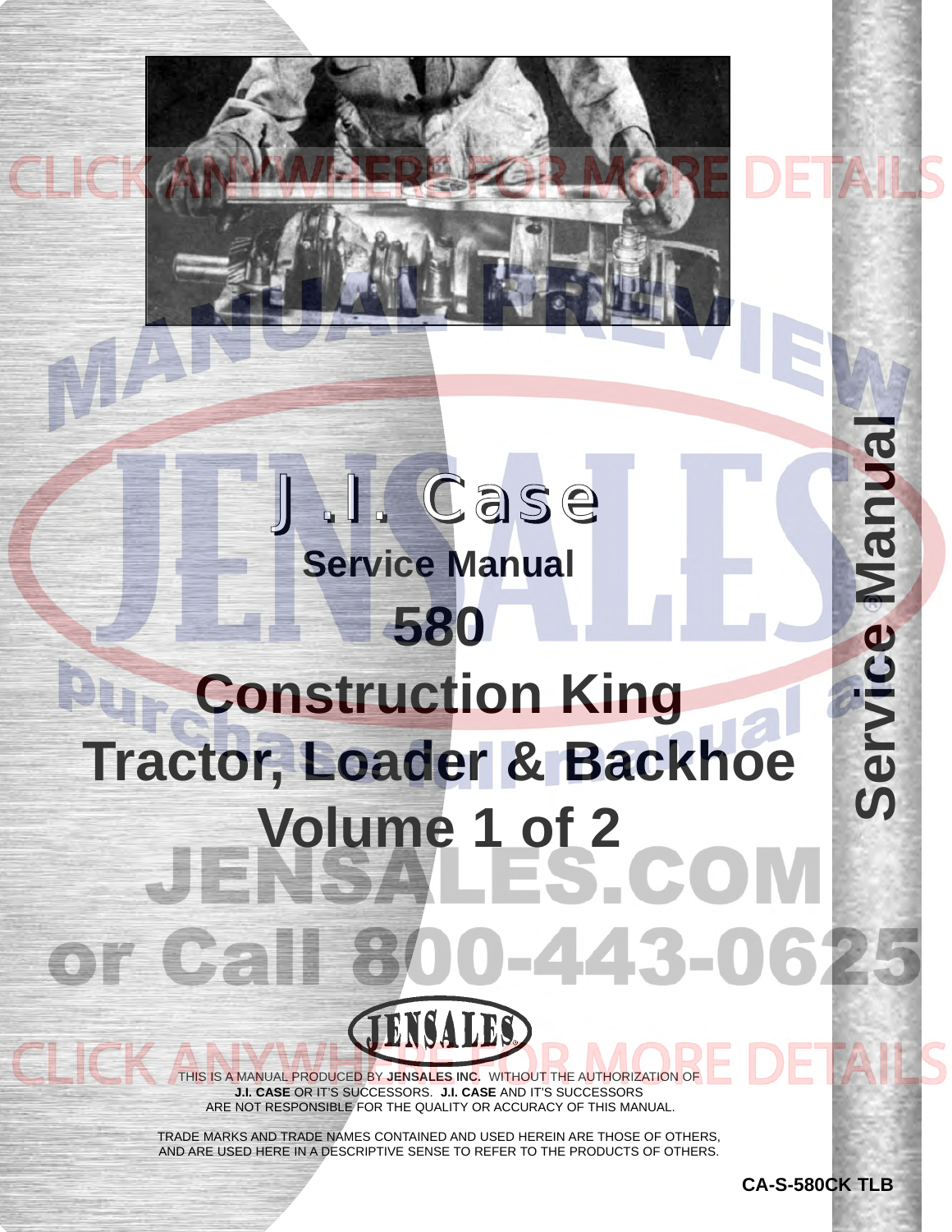# J.I. Case

## Service Manual

# 580

# Construction King

# Tractor, Loader & Backhoe

# Volume 1 of 2

Service Manual

THIS IS A MANUAL PRODUCED BY **JENSALES INC.** WITHOUT THE AUTHORIZATION OF **J.I. CASE** OR IT'S SUCCESSORS. **J.I. CASE** AND IT'S SUCCESSORS ARE NOT RESPONSIBLE FOR THE QUALITY OR ACCURACY OF THIS MANUAL.

TRADE MARKS AND TRADE NAMES CONTAINED AND USED HEREIN ARE THOSE OF OTHERS, AND ARE USED HERE IN A DESCRIPTIVE SENSE TO REFER TO THE PRODUCTS OF OTHERS.

**CA-S-580CK TLB**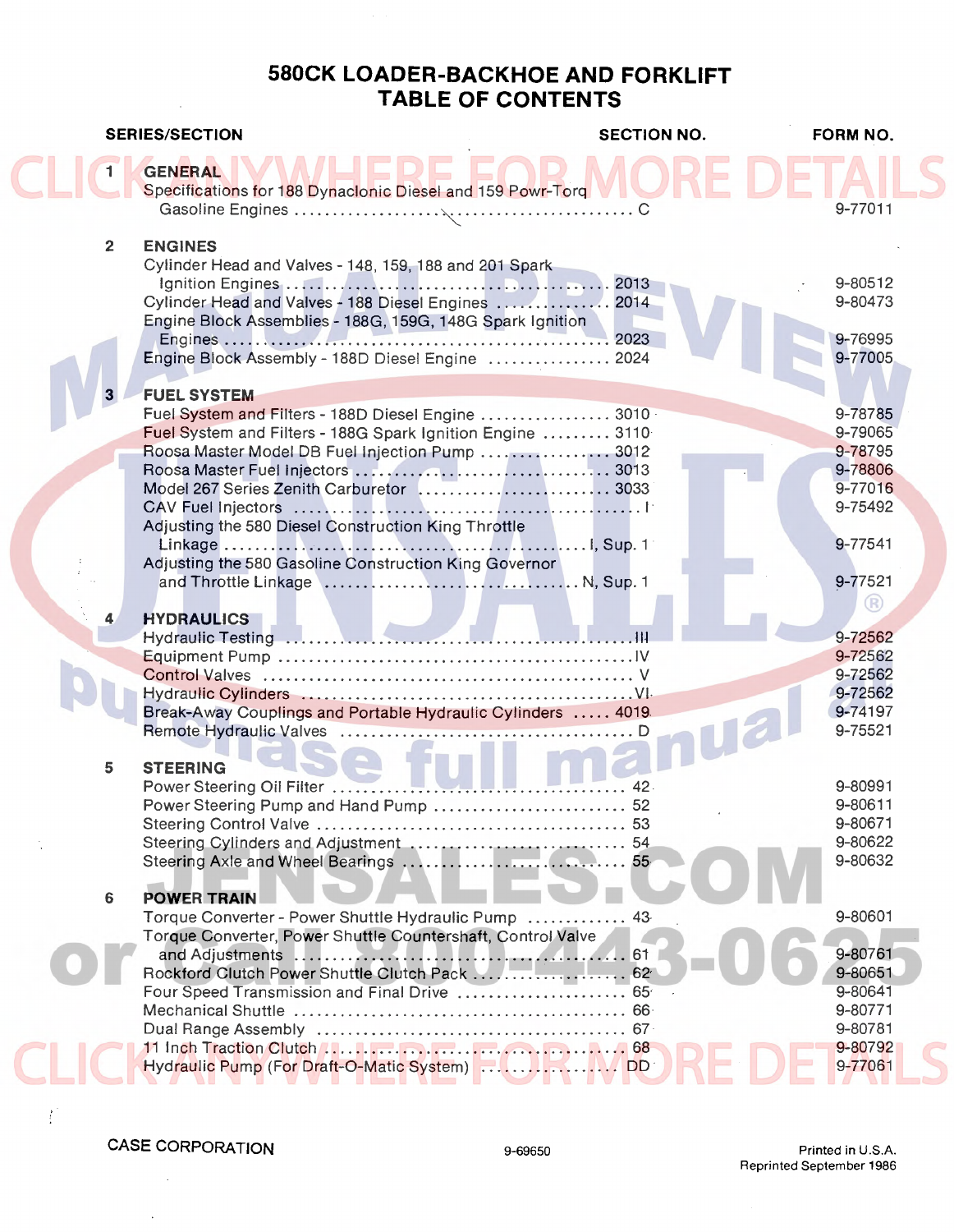# 580CK LOADER-BACKHOE AND FORKLIFT
## TABLE OF CONTENTS

| SERIES/SECTION | | SECTION NO. | FORM NO. |
|---|---|---|---|
| 1 | **GENERAL** | | |
| | Specifications for 188 Dynaclonic Diesel and 159 Powr-Torq Gasoline Engines | C | 9-77011 |
| 2 | **ENGINES** | | |
| | Cylinder Head and Valves - 148, 159, 188 and 201 Spark Ignition Engines | 2013 | 9-80512 |
| | Cylinder Head and Valves - 188 Diesel Engines | 2014 | 9-80473 |
| | Engine Block Assemblies - 188G, 159G, 148G Spark Ignition Engines | 2023 | 9-76995 |
| | Engine Block Assembly - 188D Diesel Engine | 2024 | 9-77005 |
| 3 | **FUEL SYSTEM** | | |
| | Fuel System and Filters - 188D Diesel Engine | 3010 | 9-78785 |
| | Fuel System and Filters - 188G Spark Ignition Engine | 3110 | 9-79065 |
| | Roosa Master Model DB Fuel Injection Pump | 3012 | 9-78795 |
| | Roosa Master Fuel Injectors | 3013 | 9-78806 |
| | Model 267 Series Zenith Carburetor | 3033 | 9-77016 |
| | CAV Fuel Injectors | I | 9-75492 |
| | Adjusting the 580 Diesel Construction King Throttle Linkage | I, Sup. 1 | 9-77541 |
| | Adjusting the 580 Gasoline Construction King Governor and Throttle Linkage | N, Sup. 1 | 9-77521 |
| 4 | **HYDRAULICS** | | |
| | Hydraulic Testing | III | 9-72562 |
| | Equipment Pump | IV | 9-72562 |
| | Control Valves | V | 9-72562 |
| | Hydraulic Cylinders | VI | 9-72562 |
| | Break-Away Couplings and Portable Hydraulic Cylinders | 4019 | 9-74197 |
| | Remote Hydraulic Valves | D | 9-75521 |
| 5 | **STEERING** | | |
| | Power Steering Oil Filter | 42 | 9-80991 |
| | Power Steering Pump and Hand Pump | 52 | 9-80611 |
| | Steering Control Valve | 53 | 9-80671 |
| | Steering Cylinders and Adjustment | 54 | 9-80622 |
| | Steering Axle and Wheel Bearings | 55 | 9-80632 |
| 6 | **POWER TRAIN** | | |
| | Torque Converter - Power Shuttle Hydraulic Pump | 43 | 9-80601 |
| | Torque Converter, Power Shuttle Countershaft, Control Valve and Adjustments | 61 | 9-80761 |
| | Rockford Clutch Power Shuttle Clutch Pack | 62 | 9-80651 |
| | Four Speed Transmission and Final Drive | 65 | 9-80641 |
| | Mechanical Shuttle | 66 | 9-80771 |
| | Dual Range Assembly | 67 | 9-80781 |
| | 11 Inch Traction Clutch | 68 | 9-80792 |
| | Hydraulic Pump (For Draft-O-Matic System) | DD | 9-77061 |

CASE CORPORATION

9-69650

Printed in U.S.A.
Reprinted September 1986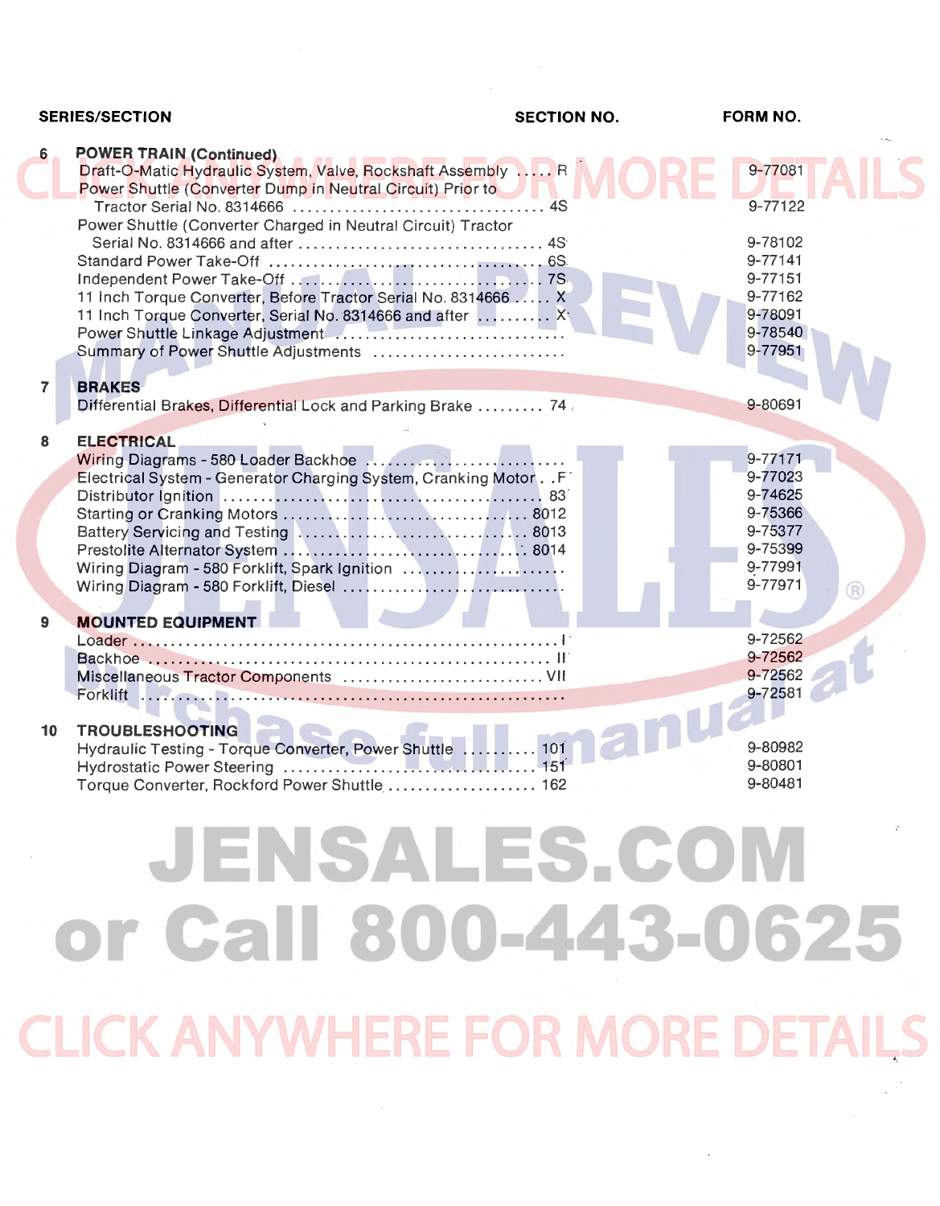| SERIES/SECTION | | SECTION NO. | FORM NO. |
|---|---|---|---|
| 6 | **POWER TRAIN (Continued)** | | |
| | Draft-O-Matic Hydraulic System, Valve, Rockshaft Assembly | R | 9-77081 |
| | Power Shuttle (Converter Dump in Neutral Circuit) Prior to Tractor Serial No. 8314666 | 4S | 9-77122 |
| | Power Shuttle (Converter Charged in Neutral Circuit) Tractor Serial No. 8314666 and after | 4S | 9-78102 |
| | Standard Power Take-Off | 6S | 9-77141 |
| | Independent Power Take-Off | 7S | 9-77151 |
| | 11 Inch Torque Converter, Before Tractor Serial No. 8314666 | X | 9-77162 |
| | 11 Inch Torque Converter, Serial No. 8314666 and after | X | 9-78091 |
| | Power Shuttle Linkage Adjustment | | 9-78540 |
| | Summary of Power Shuttle Adjustments | | 9-77951 |
| 7 | **BRAKES** | | |
| | Differential Brakes, Differential Lock and Parking Brake | 74 | 9-80691 |
| 8 | **ELECTRICAL** | | |
| | Wiring Diagrams - 580 Loader Backhoe | | 9-77171 |
| | Electrical System - Generator Charging System, Cranking Motor | F | 9-77023 |
| | Distributor Ignition | 83 | 9-74625 |
| | Starting or Cranking Motors | 8012 | 9-75366 |
| | Battery Servicing and Testing | 8013 | 9-75377 |
| | Prestolite Alternator System | 8014 | 9-75399 |
| | Wiring Diagram - 580 Forklift, Spark Ignition | | 9-77991 |
| | Wiring Diagram - 580 Forklift, Diesel | | 9-77971 |
| 9 | **MOUNTED EQUIPMENT** | | |
| | Loader | I | 9-72562 |
| | Backhoe | II | 9-72562 |
| | Miscellaneous Tractor Components | VII | 9-72562 |
| | Forklift | | 9-72581 |
| 10 | **TROUBLESHOOTING** | | |
| | Hydraulic Testing - Torque Converter, Power Shuttle | 101 | 9-80982 |
| | Hydrostatic Power Steering | 151 | 9-80801 |
| | Torque Converter, Rockford Power Shuttle | 162 | 9-80481 |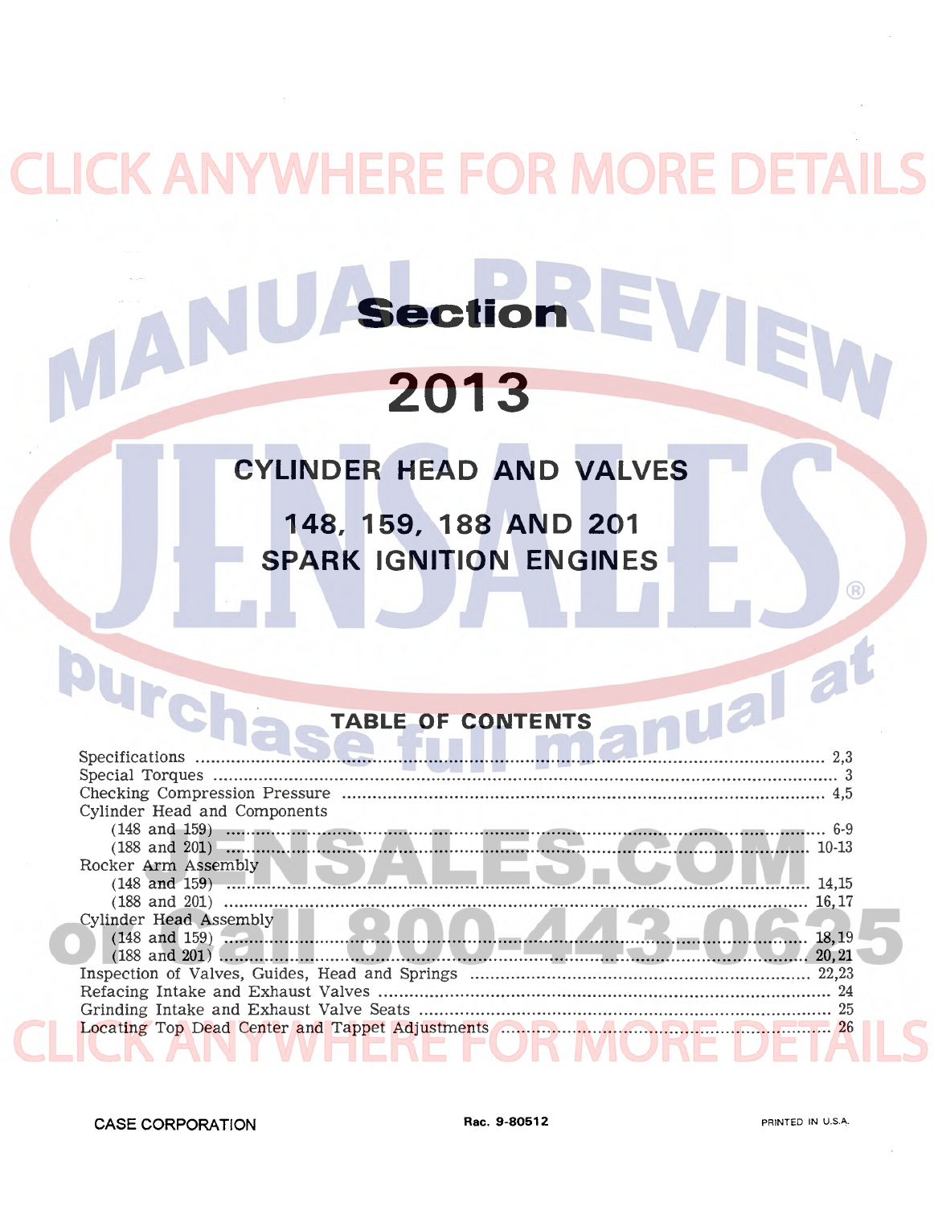# Section

# 2013

## CYLINDER HEAD AND VALVES

## 148, 159, 188 AND 201 SPARK IGNITION ENGINES

### TABLE OF CONTENTS

Specifications ........................................................ 2,3
Special Torques ........................................................ 3
Checking Compression Pressure ........................................................ 4,5
Cylinder Head and Components
  (148 and 159) ........................................................ 6-9
  (188 and 201) ........................................................ 10-13
Rocker Arm Assembly
  (148 and 159) ........................................................ 14,15
  (188 and 201) ........................................................ 16,17
Cylinder Head Assembly
  (148 and 159) ........................................................ 18,19
  (188 and 201) ........................................................ 20,21
Inspection of Valves, Guides, Head and Springs ........................................................ 22,23
Refacing Intake and Exhaust Valves ........................................................ 24
Grinding Intake and Exhaust Valve Seats ........................................................ 25
Locating Top Dead Center and Tappet Adjustments ........................................................ 26

CASE CORPORATION

Rac. 9-80512

PRINTED IN U.S.A.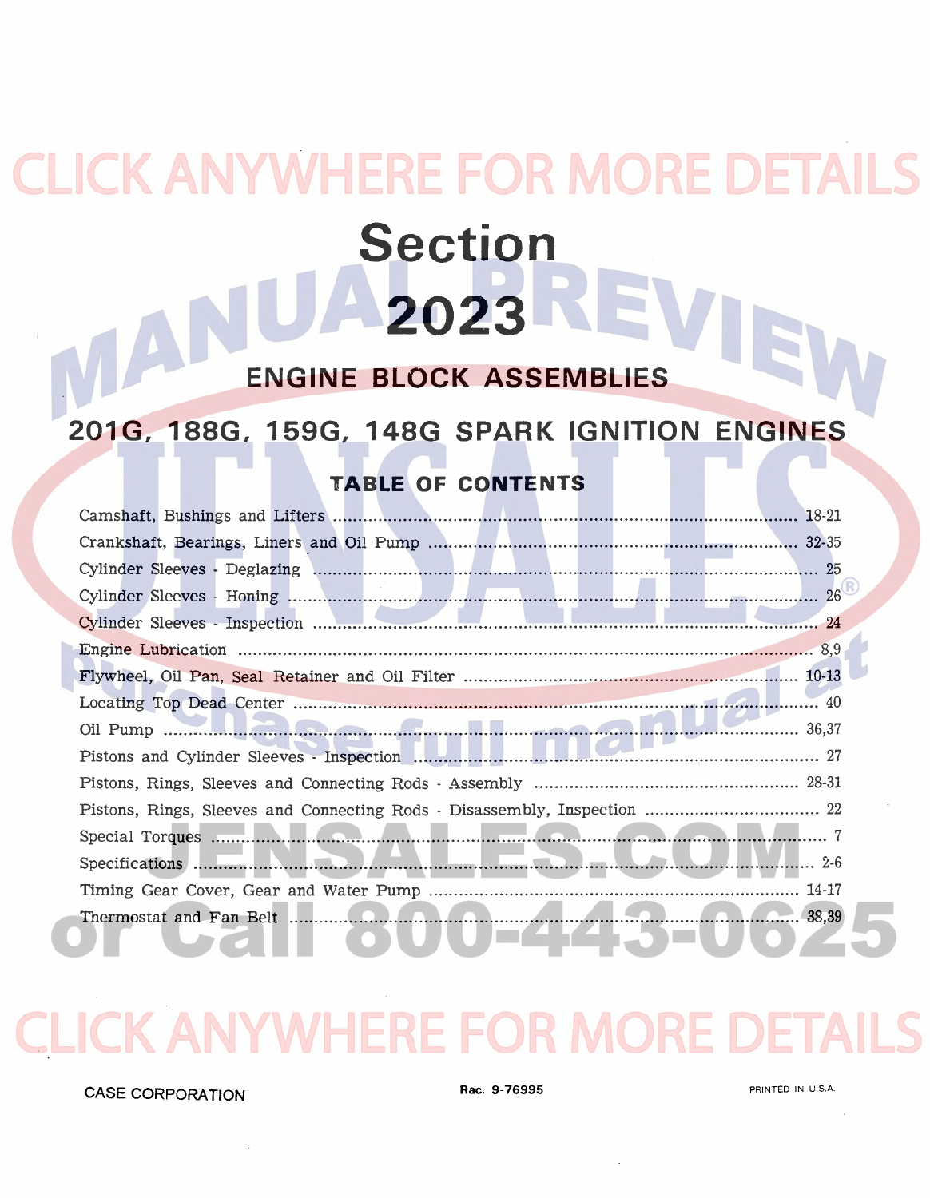# Section 2023

## ENGINE BLOCK ASSEMBLIES

## 201G, 188G, 159G, 148G SPARK IGNITION ENGINES

### TABLE OF CONTENTS

| | |
|---|---|
| Camshaft, Bushings and Lifters | 18-21 |
| Crankshaft, Bearings, Liners and Oil Pump | 32-35 |
| Cylinder Sleeves - Deglazing | 25 |
| Cylinder Sleeves - Honing | 26 |
| Cylinder Sleeves - Inspection | 24 |
| Engine Lubrication | 8,9 |
| Flywheel, Oil Pan, Seal Retainer and Oil Filter | 10-13 |
| Locating Top Dead Center | 40 |
| Oil Pump | 36,37 |
| Pistons and Cylinder Sleeves - Inspection | 27 |
| Pistons, Rings, Sleeves and Connecting Rods - Assembly | 28-31 |
| Pistons, Rings, Sleeves and Connecting Rods - Disassembly, Inspection | 22 |
| Special Torques | 7 |
| Specifications | 2-6 |
| Timing Gear Cover, Gear and Water Pump | 14-17 |
| Thermostat and Fan Belt | 38,39 |

CASE CORPORATION

Rac. 9-76995

PRINTED IN U.S.A.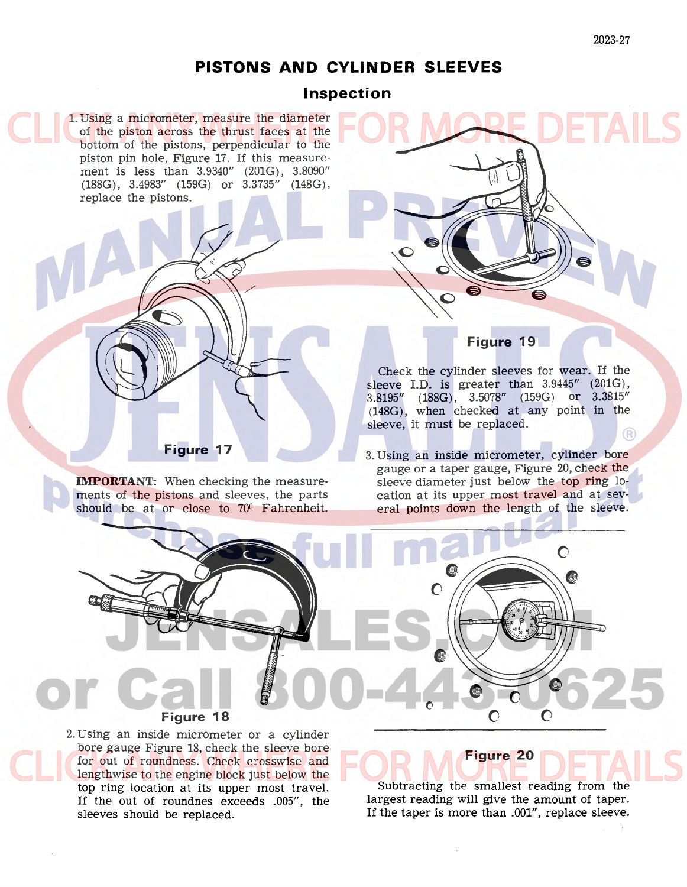# PISTONS AND CYLINDER SLEEVES

## Inspection

1. Using a micrometer, measure the diameter of the piston across the thrust faces at the bottom of the pistons, perpendicular to the piston pin hole, Figure 17. If this measurement is less than 3.9340″ (201G), 3.8090″ (188G), 3.4983″ (159G) or 3.3735″ (148G), replace the pistons.

Figure 17

**IMPORTANT:** When checking the measurements of the pistons and sleeves, the parts should be at or close to 70° Fahrenheit.

Figure 18

2. Using an inside micrometer or a cylinder bore gauge Figure 18, check the sleeve bore for out of roundness. Check crosswise and lengthwise to the engine block just below the top ring location at its upper most travel. If the out of roundnes exceeds .005″, the sleeves should be replaced.

Figure 19

Check the cylinder sleeves for wear. If the sleeve I.D. is greater than 3.9445″ (201G), 3.8195″ (188G), 3.5078″ (159G) or 3.3815″ (148G), when checked at any point in the sleeve, it must be replaced.

3. Using an inside micrometer, cylinder bore gauge or a taper gauge, Figure 20, check the sleeve diameter just below the top ring location at its upper most travel and at several points down the length of the sleeve.

Figure 20

Subtracting the smallest reading from the largest reading will give the amount of taper. If the taper is more than .001″, replace sleeve.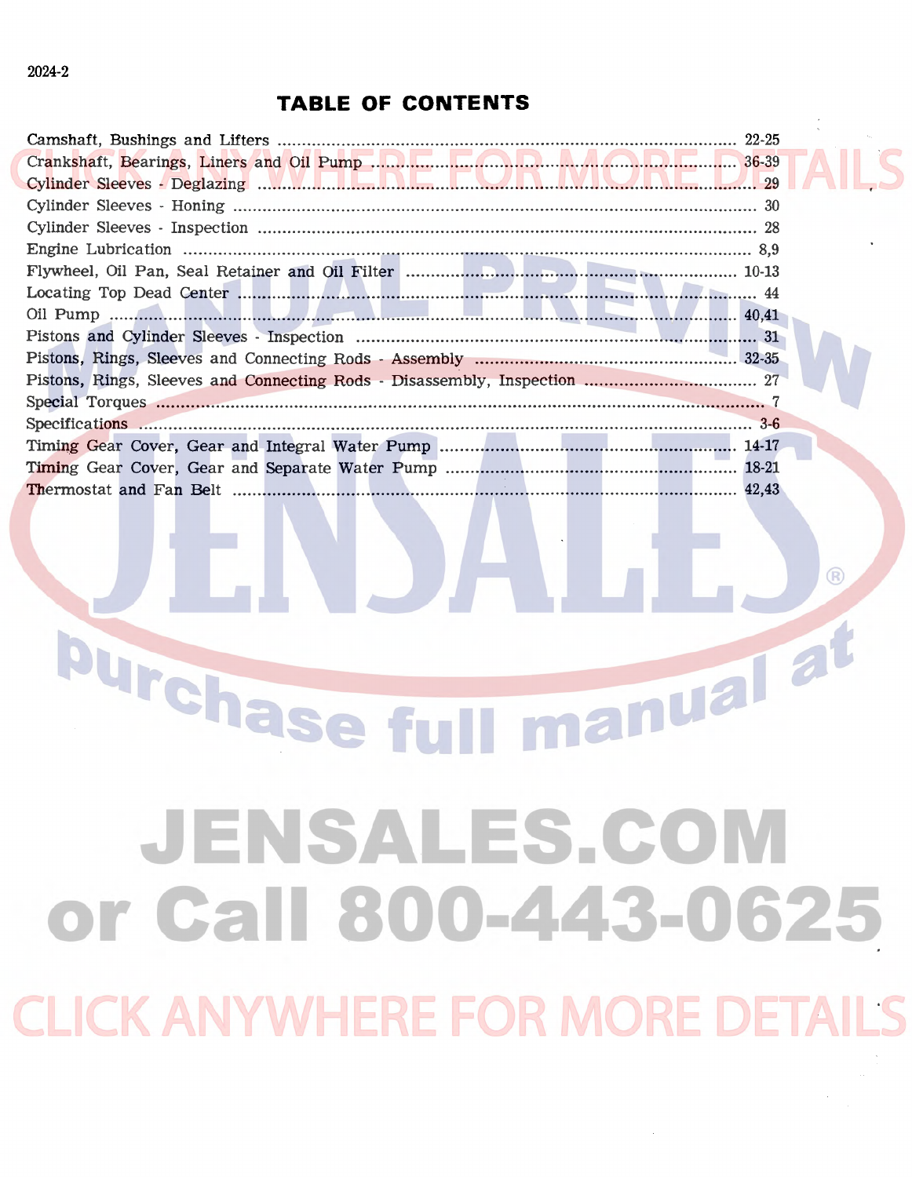# TABLE OF CONTENTS

| | |
|---|---|
| Camshaft, Bushings and Lifters | 22-25 |
| Crankshaft, Bearings, Liners and Oil Pump | 36-39 |
| Cylinder Sleeves - Deglazing | 29 |
| Cylinder Sleeves - Honing | 30 |
| Cylinder Sleeves - Inspection | 28 |
| Engine Lubrication | 8,9 |
| Flywheel, Oil Pan, Seal Retainer and Oil Filter | 10-13 |
| Locating Top Dead Center | 44 |
| Oil Pump | 40,41 |
| Pistons and Cylinder Sleeves - Inspection | 31 |
| Pistons, Rings, Sleeves and Connecting Rods - Assembly | 32-35 |
| Pistons, Rings, Sleeves and Connecting Rods - Disassembly, Inspection | 27 |
| Special Torques | 7 |
| Specifications | 3-6 |
| Timing Gear Cover, Gear and Integral Water Pump | 14-17 |
| Timing Gear Cover, Gear and Separate Water Pump | 18-21 |
| Thermostat and Fan Belt | 42,43 |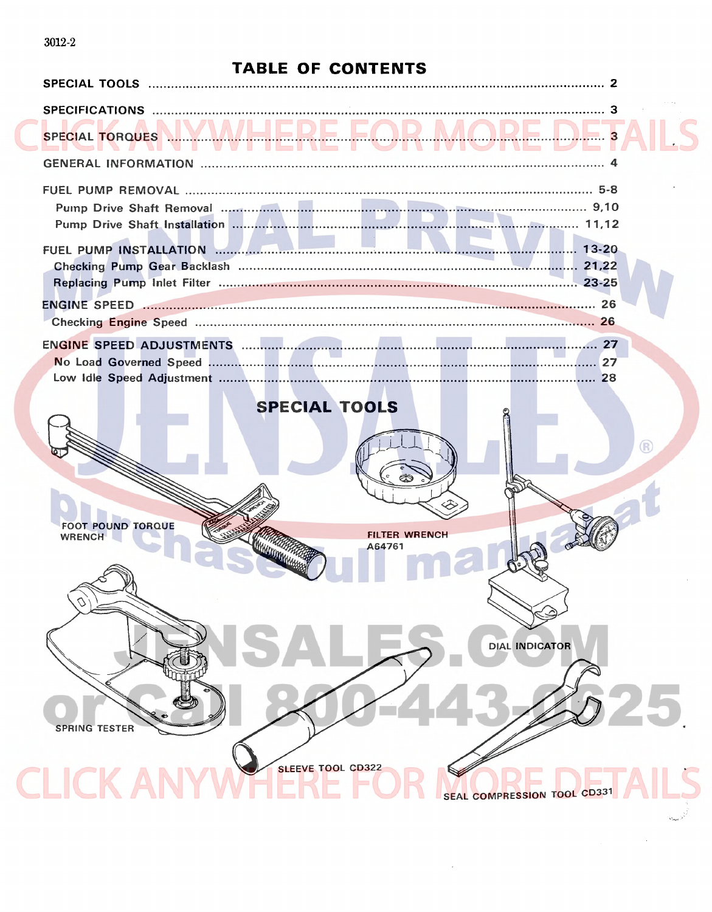# TABLE OF CONTENTS

SPECIAL TOOLS ........................................................ 2

SPECIFICATIONS ........................................................ 3

SPECIAL TORQUES ........................................................ 3

GENERAL INFORMATION ........................................................ 4

FUEL PUMP REMOVAL ........................................................ 5-8
- Pump Drive Shaft Removal ........................................................ 9,10
- Pump Drive Shaft Installation ........................................................ 11,12

FUEL PUMP INSTALLATION ........................................................ 13-20
- Checking Pump Gear Backlash ........................................................ 21,22
- Replacing Pump Inlet Filter ........................................................ 23-25

ENGINE SPEED ........................................................ 26
- Checking Engine Speed ........................................................ 26

ENGINE SPEED ADJUSTMENTS ........................................................ 27
- No Load Governed Speed ........................................................ 27
- Low Idle Speed Adjustment ........................................................ 28

# SPECIAL TOOLS

FOOT POUND TORQUE WRENCH

FILTER WRENCH A64761

DIAL INDICATOR

SPRING TESTER

SLEEVE TOOL CD322

SEAL COMPRESSION TOOL CD331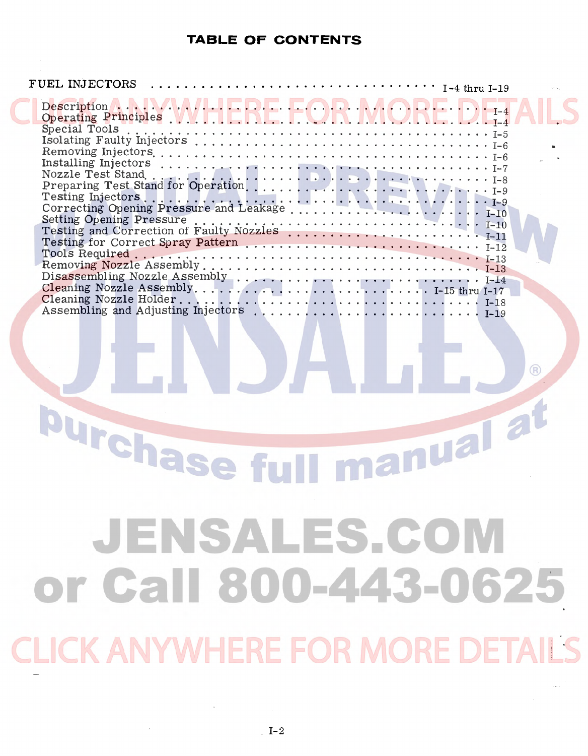# TABLE OF CONTENTS

| | |
|---|---|
| FUEL INJECTORS | I-4 thru I-19 |
| Description | I-4 |
| Operating Principles | I-4 |
| Special Tools | I-5 |
| Isolating Faulty Injectors | I-6 |
| Removing Injectors | I-6 |
| Installing Injectors | I-7 |
| Nozzle Test Stand | I-8 |
| Preparing Test Stand for Operation | I-9 |
| Testing Injectors | I-9 |
| Correcting Opening Pressure and Leakage | I-10 |
| Setting Opening Pressure | I-10 |
| Testing and Correction of Faulty Nozzles | I-11 |
| Testing for Correct Spray Pattern | I-12 |
| Tools Required | I-13 |
| Removing Nozzle Assembly | I-13 |
| Disassembling Nozzle Assembly | I-14 |
| Cleaning Nozzle Assembly | I-15 thru I-17 |
| Cleaning Nozzle Holder | I-18 |
| Assembling and Adjusting Injectors | I-19 |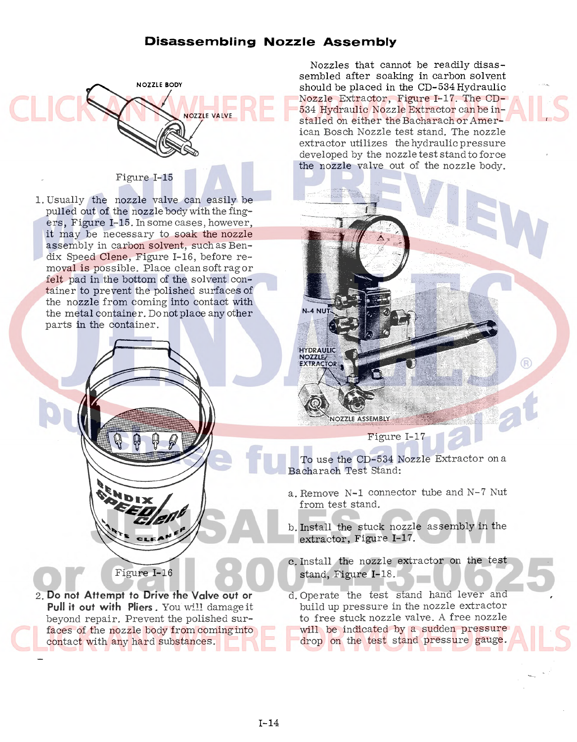# Disassembling Nozzle Assembly

Figure I-15

1. Usually the nozzle valve can easily be pulled out of the nozzle body with the fingers, Figure I-15. In some cases, however, it may be necessary to soak the nozzle assembly in carbon solvent, such as Bendix Speed Clene, Figure I-16, before removal is possible. Place clean soft rag or felt pad in the bottom of the solvent container to prevent the polished surfaces of the nozzle from coming into contact with the metal container. Do not place any other parts in the container.

Figure I-16

2. **Do not Attempt to Drive the Valve out or Pull it out with Pliers**. You will damage it beyond repair. Prevent the polished surfaces of the nozzle body from coming into contact with any hard substances.

Nozzles that cannot be readily disassembled after soaking in carbon solvent should be placed in the CD-534 Hydraulic Nozzle Extractor, Figure I-17. The CD-534 Hydraulic Nozzle Extractor can be installed on either the Bacharach or American Bosch Nozzle test stand. The nozzle extractor utilizes the hydraulic pressure developed by the nozzle test stand to force the nozzle valve out of the nozzle body.

Figure I-17

To use the CD-534 Nozzle Extractor on a Bacharach Test Stand:

a. Remove N-1 connector tube and N-7 Nut from test stand.

b. Install the stuck nozzle assembly in the extractor, Figure I-17.

c. Install the nozzle extractor on the test stand, Figure I-18.

d. Operate the test stand hand lever and build up pressure in the nozzle extractor to free stuck nozzle valve. A free nozzle will be indicated by a sudden pressure drop on the test stand pressure gauge.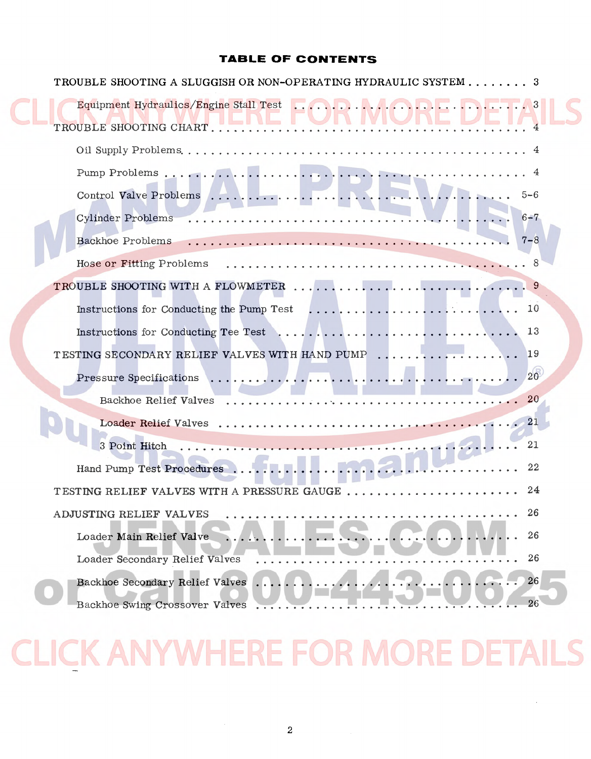# TABLE OF CONTENTS

TROUBLE SHOOTING A SLUGGISH OR NON-OPERATING HYDRAULIC SYSTEM . . . . . . . . 3

- Equipment Hydraulics/Engine Stall Test . . . . . . . . . . 3

TROUBLE SHOOTING CHART . . . . . . . . . . 4

- Oil Supply Problems . . . . . . . . . . 4
- Pump Problems . . . . . . . . . . 4
- Control Valve Problems . . . . . . . . . . 5-6
- Cylinder Problems . . . . . . . . . . 6-7
- Backhoe Problems . . . . . . . . . . 7-8
- Hose or Fitting Problems . . . . . . . . . . 8

TROUBLE SHOOTING WITH A FLOWMETER . . . . . . . . . . 9

- Instructions for Conducting the Pump Test . . . . . . . . . . 10
- Instructions for Conducting Tee Test . . . . . . . . . . 13

TESTING SECONDARY RELIEF VALVES WITH HAND PUMP . . . . . . . . . . 19

- Pressure Specifications . . . . . . . . . . 20
  - Backhoe Relief Valves . . . . . . . . . . 20
  - Loader Relief Valves . . . . . . . . . . 21
  - 3 Point Hitch . . . . . . . . . . 21
- Hand Pump Test Procedures . . . . . . . . . . 22

TESTING RELIEF VALVES WITH A PRESSURE GAUGE . . . . . . . . . . 24

ADJUSTING RELIEF VALVES . . . . . . . . . . 26

- Loader Main Relief Valve . . . . . . . . . . 26
- Loader Secondary Relief Valves . . . . . . . . . . 26
- Backhoe Secondary Relief Valves . . . . . . . . . . 26
- Backhoe Swing Crossover Valves . . . . . . . . . . 26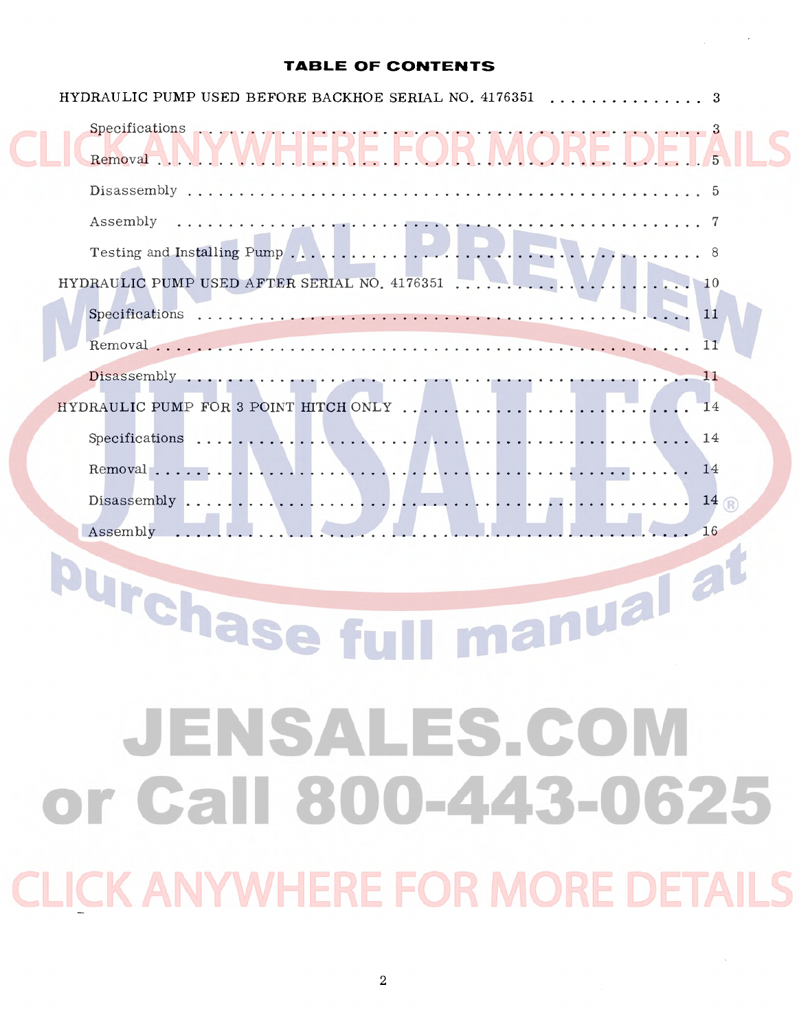# TABLE OF CONTENTS

HYDRAULIC PUMP USED BEFORE BACKHOE SERIAL NO. 4176351 . . . . . . . . . . . . . . . 3

- Specifications . . . . . . . . . . . . . . . . . . . . . . . . . . . . . . . . . . . . . . . . . . 3
- Removal . . . . . . . . . . . . . . . . . . . . . . . . . . . . . . . . . . . . . . . . . . . . 5
- Disassembly . . . . . . . . . . . . . . . . . . . . . . . . . . . . . . . . . . . . . . . . . 5
- Assembly . . . . . . . . . . . . . . . . . . . . . . . . . . . . . . . . . . . . . . . . . . . 7
- Testing and Installing Pump . . . . . . . . . . . . . . . . . . . . . . . . . . . . . . 8

HYDRAULIC PUMP USED AFTER SERIAL NO. 4176351 . . . . . . . . . . . . . . . . . . . 10

- Specifications . . . . . . . . . . . . . . . . . . . . . . . . . . . . . . . . . . . . . . . . . 11
- Removal . . . . . . . . . . . . . . . . . . . . . . . . . . . . . . . . . . . . . . . . . . . . 11
- Disassembly . . . . . . . . . . . . . . . . . . . . . . . . . . . . . . . . . . . . . . . . . 11

HYDRAULIC PUMP FOR 3 POINT HITCH ONLY . . . . . . . . . . . . . . . . . . . . . . 14

- Specifications . . . . . . . . . . . . . . . . . . . . . . . . . . . . . . . . . . . . . . . . . 14
- Removal . . . . . . . . . . . . . . . . . . . . . . . . . . . . . . . . . . . . . . . . . . . . 14
- Disassembly . . . . . . . . . . . . . . . . . . . . . . . . . . . . . . . . . . . . . . . . . 14
- Assembly . . . . . . . . . . . . . . . . . . . . . . . . . . . . . . . . . . . . . . . . . . . 16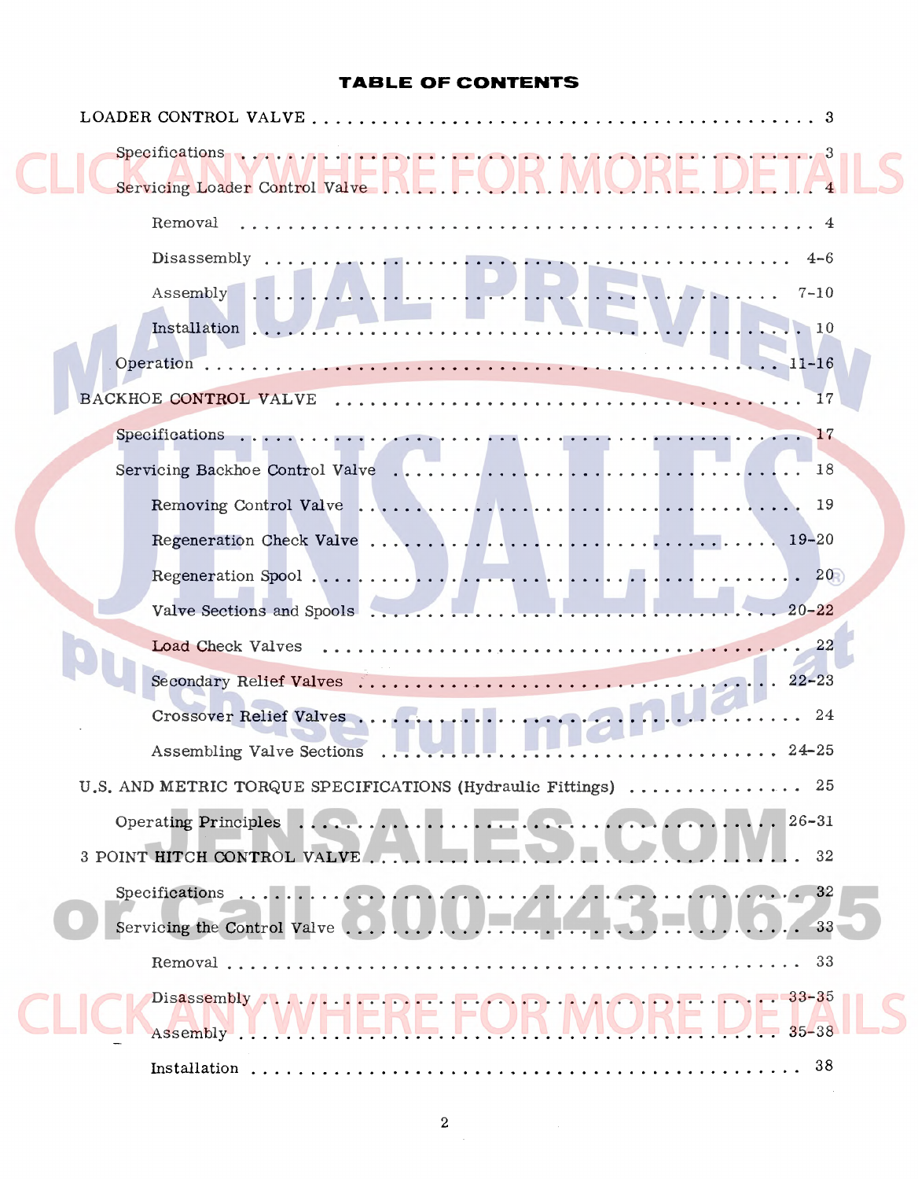# TABLE OF CONTENTS

| | |
|---|---|
| LOADER CONTROL VALVE | 3 |
| Specifications | 3 |
| Servicing Loader Control Valve | 4 |
| Removal | 4 |
| Disassembly | 4-6 |
| Assembly | 7-10 |
| Installation | 10 |
| Operation | 11-16 |
| BACKHOE CONTROL VALVE | 17 |
| Specifications | 17 |
| Servicing Backhoe Control Valve | 18 |
| Removing Control Valve | 19 |
| Regeneration Check Valve | 19-20 |
| Regeneration Spool | 20 |
| Valve Sections and Spools | 20-22 |
| Load Check Valves | 22 |
| Secondary Relief Valves | 22-23 |
| Crossover Relief Valves | 24 |
| Assembling Valve Sections | 24-25 |
| U.S. AND METRIC TORQUE SPECIFICATIONS (Hydraulic Fittings) | 25 |
| Operating Principles | 26-31 |
| 3 POINT HITCH CONTROL VALVE | 32 |
| Specifications | 32 |
| Servicing the Control Valve | 33 |
| Removal | 33 |
| Disassembly | 33-35 |
| Assembly | 35-38 |
| Installation | 38 |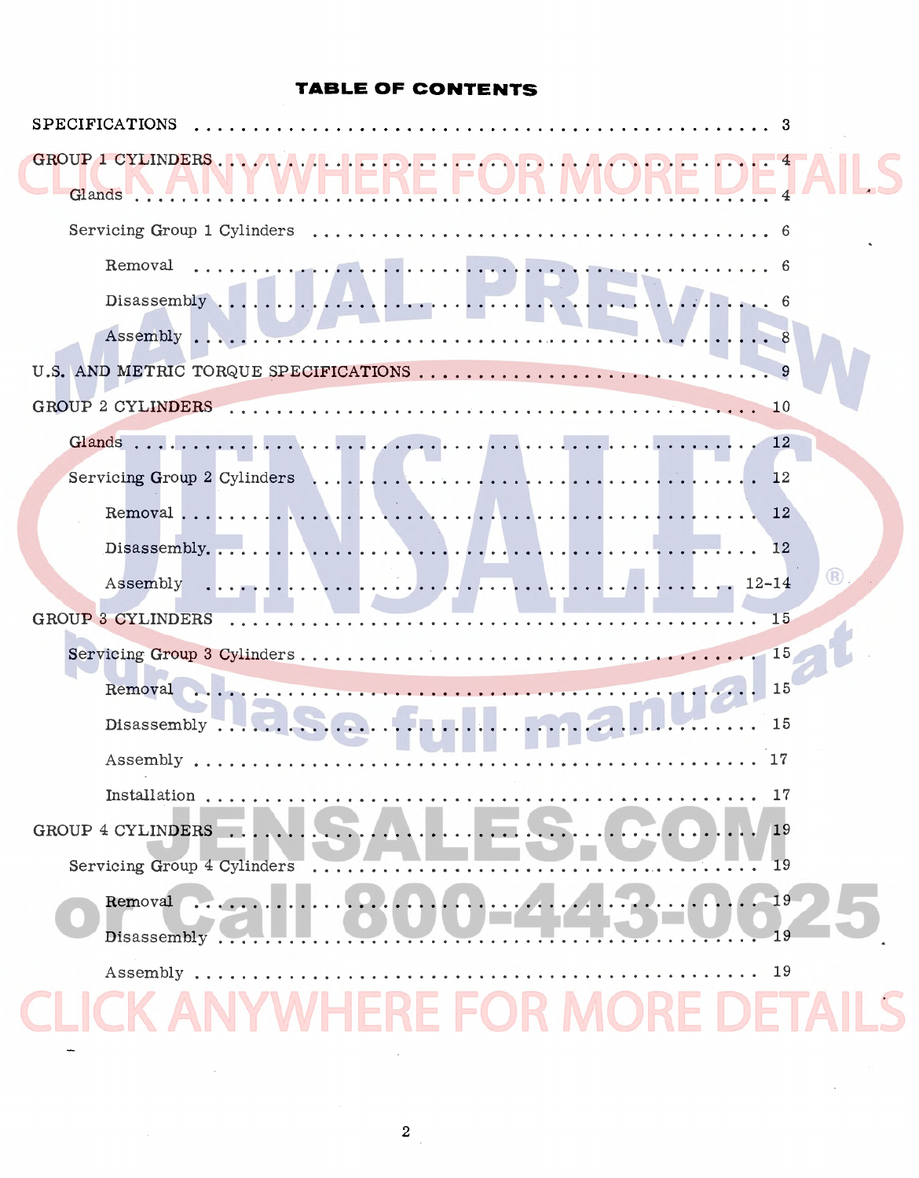# TABLE OF CONTENTS

SPECIFICATIONS . . . . . . . . . . . . . . . . . . . . . . . . . . . . . . . . . . . . . . 3

GROUP 1 CYLINDERS . . . . . . . . . . . . . . . . . . . . . . . . . . . . . . . . . . 4

- Glands . . . . . . . . . . . . . . . . . . . . . . . . . . . . . . . . . . . . . . . . . 4
- Servicing Group 1 Cylinders . . . . . . . . . . . . . . . . . . . . . . . . . . 6
  - Removal . . . . . . . . . . . . . . . . . . . . . . . . . . . . . . . . . . . . . 6
  - Disassembly . . . . . . . . . . . . . . . . . . . . . . . . . . . . . . . . . . 6
  - Assembly . . . . . . . . . . . . . . . . . . . . . . . . . . . . . . . . . . . . 8

U.S. AND METRIC TORQUE SPECIFICATIONS . . . . . . . . . . . . . . . . . . . 9

GROUP 2 CYLINDERS . . . . . . . . . . . . . . . . . . . . . . . . . . . . . . . . . 10

- Glands . . . . . . . . . . . . . . . . . . . . . . . . . . . . . . . . . . . . . . . . 12
- Servicing Group 2 Cylinders . . . . . . . . . . . . . . . . . . . . . . . . . 12
  - Removal . . . . . . . . . . . . . . . . . . . . . . . . . . . . . . . . . . . . 12
  - Disassembly. . . . . . . . . . . . . . . . . . . . . . . . . . . . . . . . . . 12
  - Assembly . . . . . . . . . . . . . . . . . . . . . . . . . . . . . . . . . 12-14

GROUP 3 CYLINDERS . . . . . . . . . . . . . . . . . . . . . . . . . . . . . . . . . 15

- Servicing Group 3 Cylinders . . . . . . . . . . . . . . . . . . . . . . . . . 15
  - Removal . . . . . . . . . . . . . . . . . . . . . . . . . . . . . . . . . . . . 15
  - Disassembly . . . . . . . . . . . . . . . . . . . . . . . . . . . . . . . . . 15
  - Assembly . . . . . . . . . . . . . . . . . . . . . . . . . . . . . . . . . . . 17
  - Installation . . . . . . . . . . . . . . . . . . . . . . . . . . . . . . . . . . 17

GROUP 4 CYLINDERS . . . . . . . . . . . . . . . . . . . . . . . . . . . . . . . . . 19

- Servicing Group 4 Cylinders . . . . . . . . . . . . . . . . . . . . . . . . . 19
  - Removal . . . . . . . . . . . . . . . . . . . . . . . . . . . . . . . . . . . . 19
  - Disassembly . . . . . . . . . . . . . . . . . . . . . . . . . . . . . . . . . 19
  - Assembly . . . . . . . . . . . . . . . . . . . . . . . . . . . . . . . . . . . 19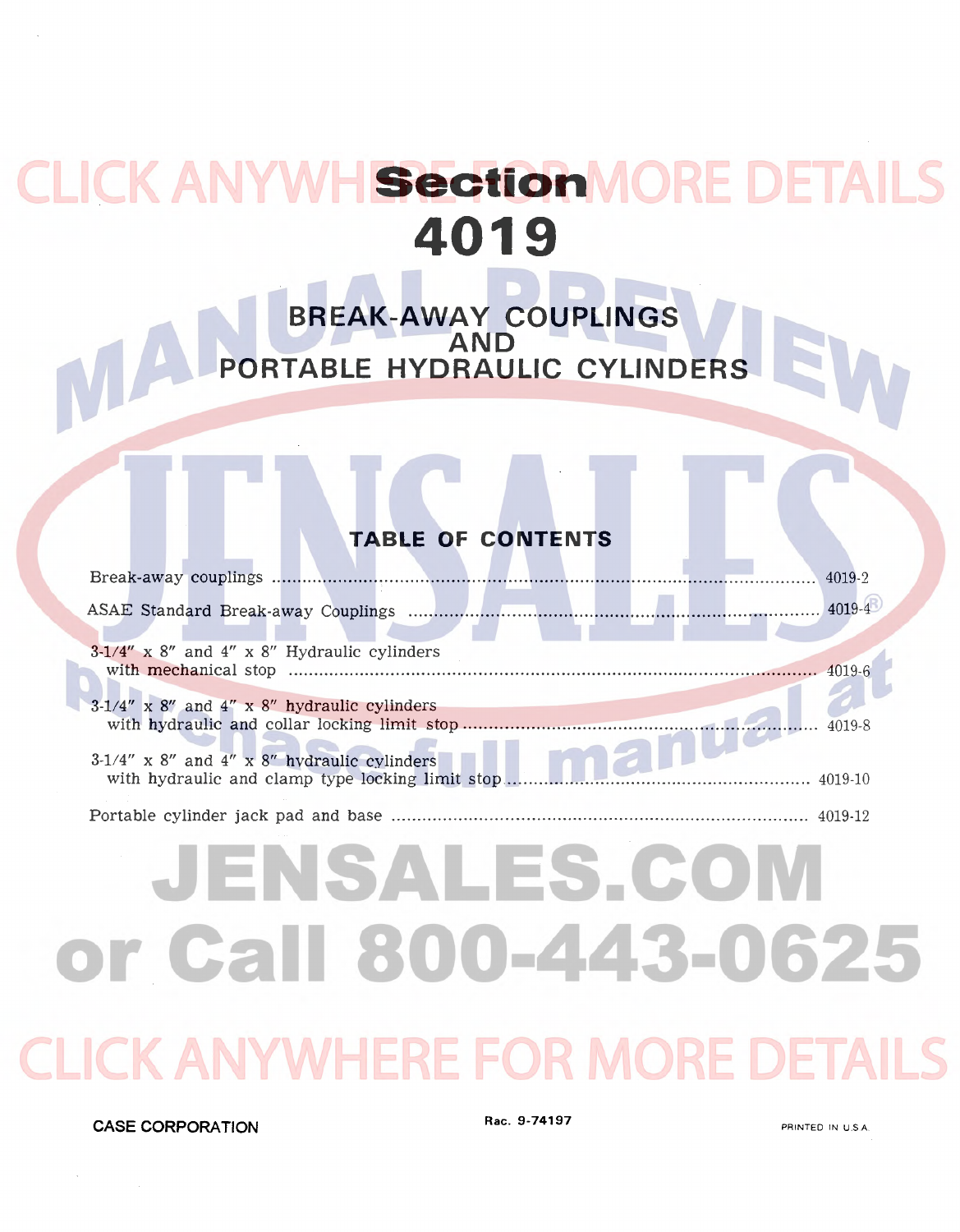# Section 4019

## BREAK-AWAY COUPLINGS AND PORTABLE HYDRAULIC CYLINDERS

### TABLE OF CONTENTS

| | |
|---|---|
| Break-away couplings | 4019-2 |
| ASAE Standard Break-away Couplings | 4019-4 |
| 3-1/4" x 8" and 4" x 8" Hydraulic cylinders with mechanical stop | 4019-6 |
| 3-1/4" x 8" and 4" x 8" hydraulic cylinders with hydraulic and collar locking limit stop | 4019-8 |
| 3-1/4" x 8" and 4" x 8" hydraulic cylinders with hydraulic and clamp type locking limit stop | 4019-10 |
| Portable cylinder jack pad and base | 4019-12 |

CASE CORPORATION Rac. 9-74197 PRINTED IN U.S.A.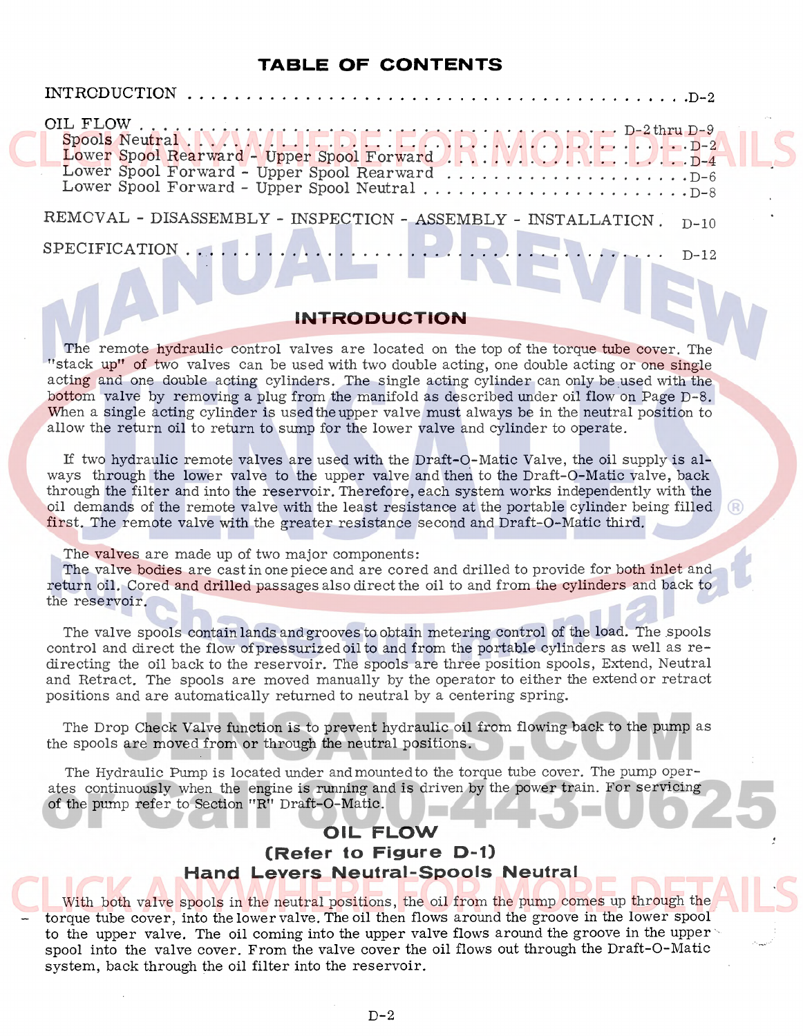## TABLE OF CONTENTS

| | |
|---|---|
| INTRODUCTION | D-2 |
| OIL FLOW | D-2 thru D-9 |
| Spools Neutral | D-2 |
| Lower Spool Rearward - Upper Spool Forward | D-4 |
| Lower Spool Forward - Upper Spool Rearward | D-6 |
| Lower Spool Forward - Upper Spool Neutral | D-8 |
| REMOVAL - DISASSEMBLY - INSPECTION - ASSEMBLY - INSTALLATION | D-10 |
| SPECIFICATION | D-12 |

## INTRODUCTION

The remote hydraulic control valves are located on the top of the torque tube cover. The "stack up" of two valves can be used with two double acting, one double acting or one single acting and one double acting cylinders. The single acting cylinder can only be used with the bottom valve by removing a plug from the manifold as described under oil flow on Page D-8. When a single acting cylinder is used the upper valve must always be in the neutral position to allow the return oil to return to sump for the lower valve and cylinder to operate.

If two hydraulic remote valves are used with the Draft-O-Matic Valve, the oil supply is always through the lower valve to the upper valve and then to the Draft-O-Matic valve, back through the filter and into the reservoir. Therefore, each system works independently with the oil demands of the remote valve with the least resistance at the portable cylinder being filled first. The remote valve with the greater resistance second and Draft-O-Matic third.

The valves are made up of two major components:
The valve bodies are cast in one piece and are cored and drilled to provide for both inlet and return oil. Cored and drilled passages also direct the oil to and from the cylinders and back to the reservoir.

The valve spools contain lands and grooves to obtain metering control of the load. The spools control and direct the flow of pressurized oil to and from the portable cylinders as well as redirecting the oil back to the reservoir. The spools are three position spools, Extend, Neutral and Retract. The spools are moved manually by the operator to either the extend or retract positions and are automatically returned to neutral by a centering spring.

The Drop Check Valve function is to prevent hydraulic oil from flowing back to the pump as the spools are moved from or through the neutral positions.

The Hydraulic Pump is located under and mounted to the torque tube cover. The pump operates continuously when the engine is running and is driven by the power train. For servicing of the pump refer to Section "R" Draft-O-Matic.

## OIL FLOW
### (Refer to Figure D-1)
### Hand Levers Neutral-Spools Neutral

With both valve spools in the neutral positions, the oil from the pump comes up through the torque tube cover, into the lower valve. The oil then flows around the groove in the lower spool to the upper valve. The oil coming into the upper valve flows around the groove in the upper spool into the valve cover. From the valve cover the oil flows out through the Draft-O-Matic system, back through the oil filter into the reservoir.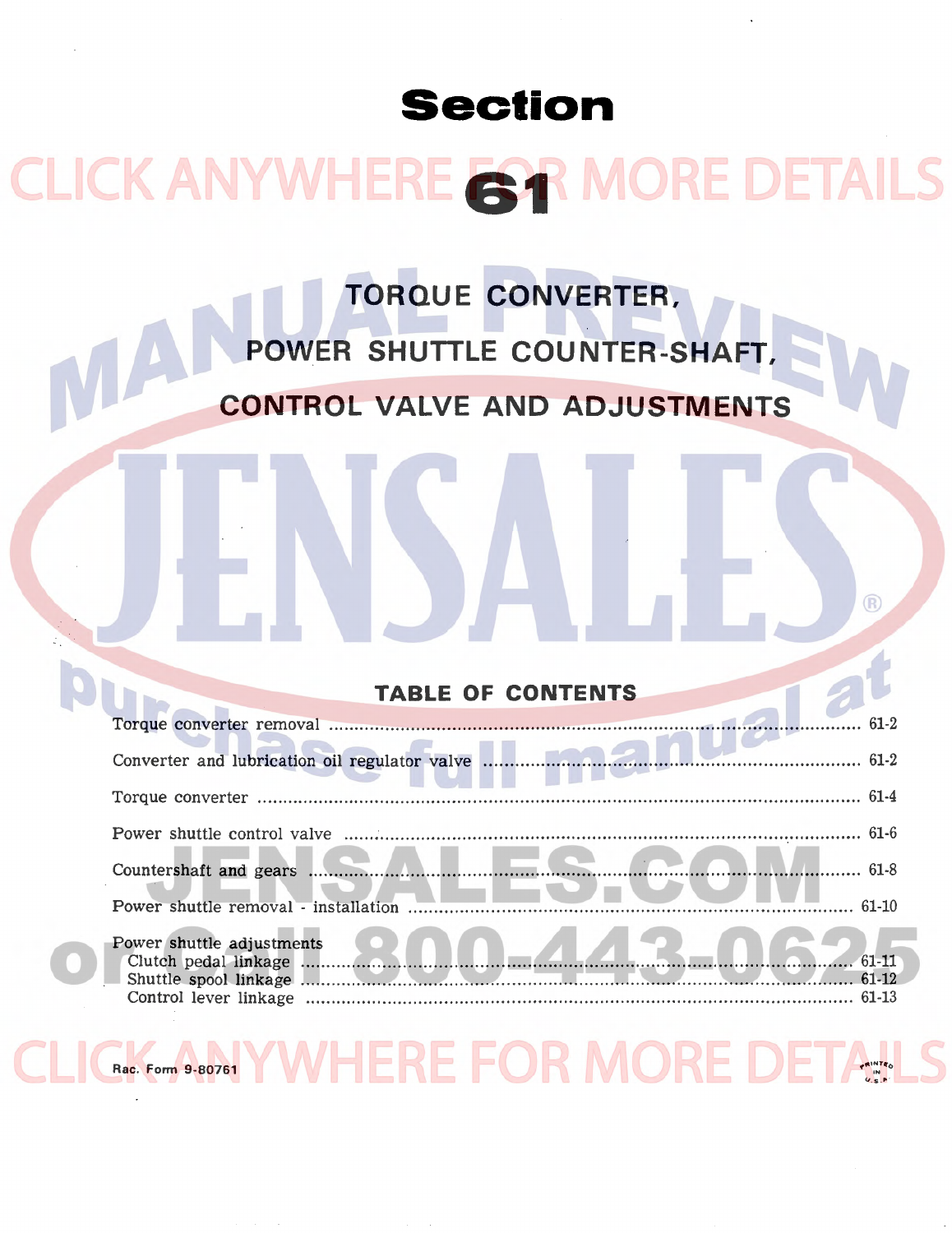# Section 61

## TORQUE CONVERTER, POWER SHUTTLE COUNTER-SHAFT, CONTROL VALVE AND ADJUSTMENTS

### TABLE OF CONTENTS

Torque converter removal ........................................ 61-2

Converter and lubrication oil regulator valve ........................................ 61-2

Torque converter ........................................ 61-4

Power shuttle control valve ........................................ 61-6

Countershaft and gears ........................................ 61-8

Power shuttle removal - installation ........................................ 61-10

Power shuttle adjustments
- Clutch pedal linkage ........................................ 61-11
- Shuttle spool linkage ........................................ 61-12
- Control lever linkage ........................................ 61-13

Rac. Form 9-80761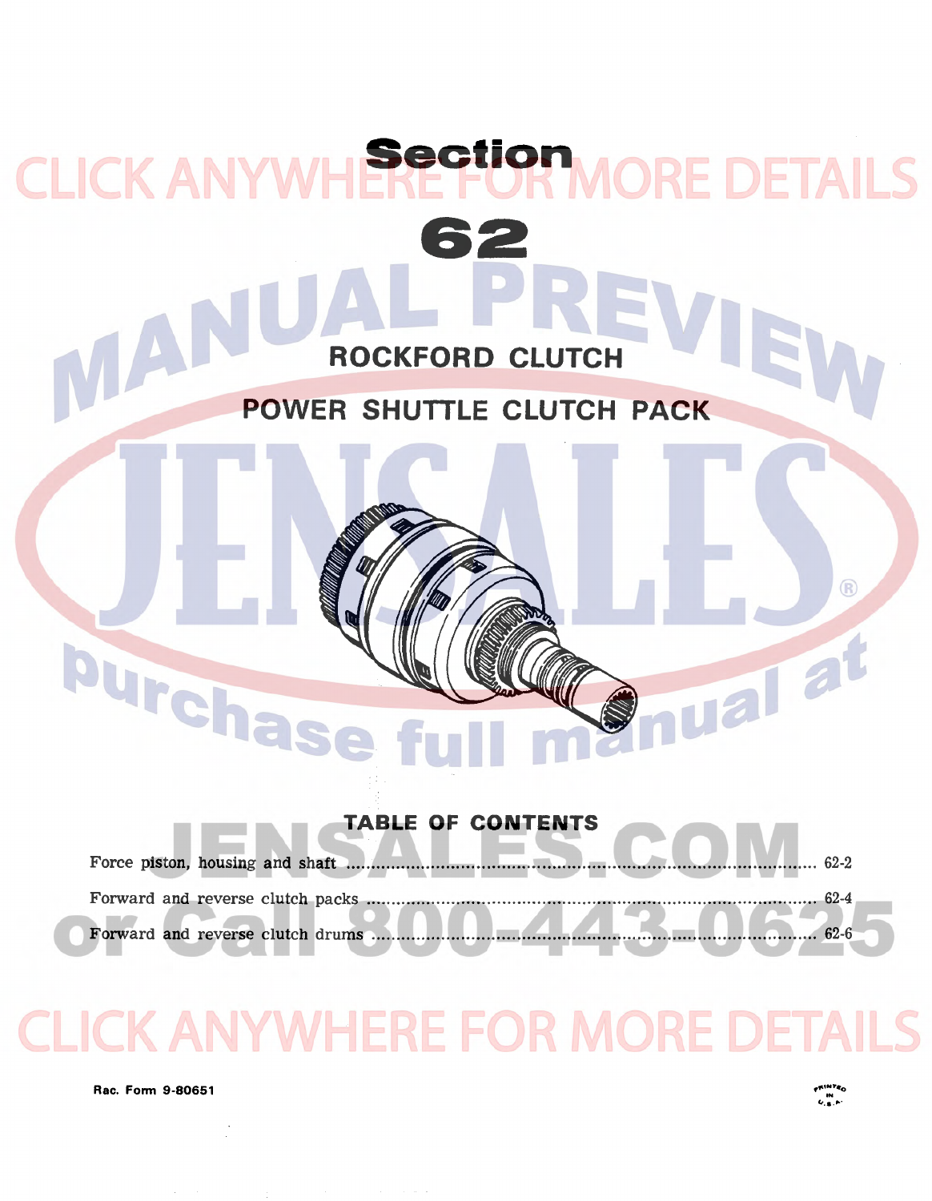# Section 62

## ROCKFORD CLUTCH

## POWER SHUTTLE CLUTCH PACK

### TABLE OF CONTENTS

Force piston, housing and shaft ........................................ 62-2

Forward and reverse clutch packs ........................................ 62-4

Forward and reverse clutch drums ........................................ 62-6

Rac. Form 9-80651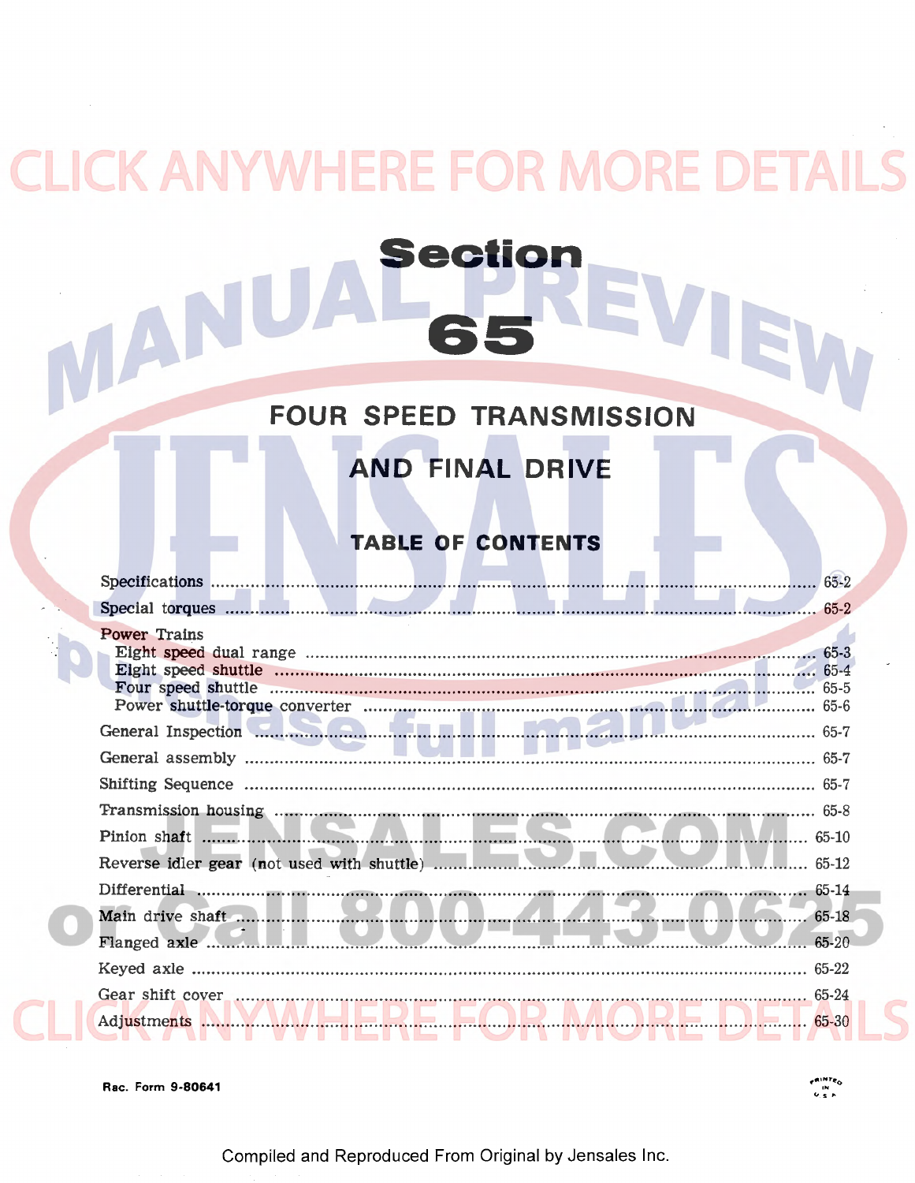# Section

# 65

## FOUR SPEED TRANSMISSION

## AND FINAL DRIVE

### TABLE OF CONTENTS

| | |
|---|---|
| Specifications | 65-2 |
| Special torques | 65-2 |
| Power Trains | |
| Eight speed dual range | 65-3 |
| Eight speed shuttle | 65-4 |
| Four speed shuttle | 65-5 |
| Power shuttle-torque converter | 65-6 |
| General Inspection | 65-7 |
| General assembly | 65-7 |
| Shifting Sequence | 65-7 |
| Transmission housing | 65-8 |
| Pinion shaft | 65-10 |
| Reverse idler gear (not used with shuttle) | 65-12 |
| Differential | 65-14 |
| Main drive shaft | 65-18 |
| Flanged axle | 65-20 |
| Keyed axle | 65-22 |
| Gear shift cover | 65-24 |
| Adjustments | 65-30 |

Rac. Form 9-80641

Compiled and Reproduced From Original by Jensales Inc.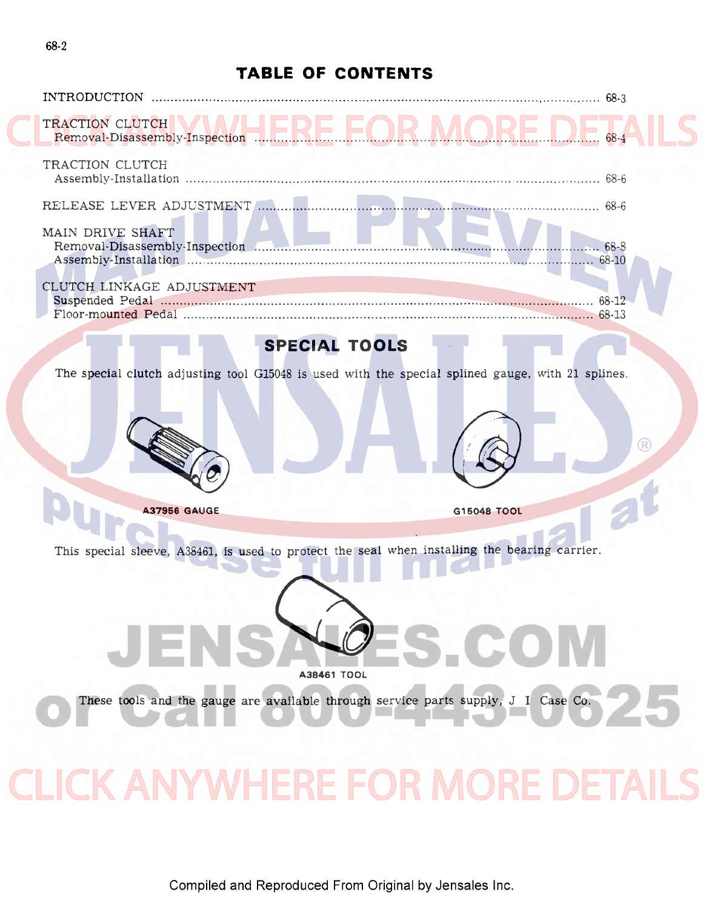# TABLE OF CONTENTS

| | |
|---|---|
| INTRODUCTION | 68-3 |
| TRACTION CLUTCH | |
| Removal-Disassembly-Inspection | 68-4 |
| TRACTION CLUTCH | |
| Assembly-Installation | 68-6 |
| RELEASE LEVER ADJUSTMENT | 68-6 |
| MAIN DRIVE SHAFT | |
| Removal-Disassembly-Inspection | 68-8 |
| Assembly-Installation | 68-10 |
| CLUTCH LINKAGE ADJUSTMENT | |
| Suspended Pedal | 68-12 |
| Floor-mounted Pedal | 68-13 |

## SPECIAL TOOLS

The special clutch adjusting tool G15048 is used with the special splined gauge, with 21 splines.

A37956 GAUGE

G15048 TOOL

This special sleeve, A38461, is used to protect the seal when installing the bearing carrier.

A38461 TOOL

These tools and the gauge are available through service parts supply, J I Case Co.

Compiled and Reproduced From Original by Jensales Inc.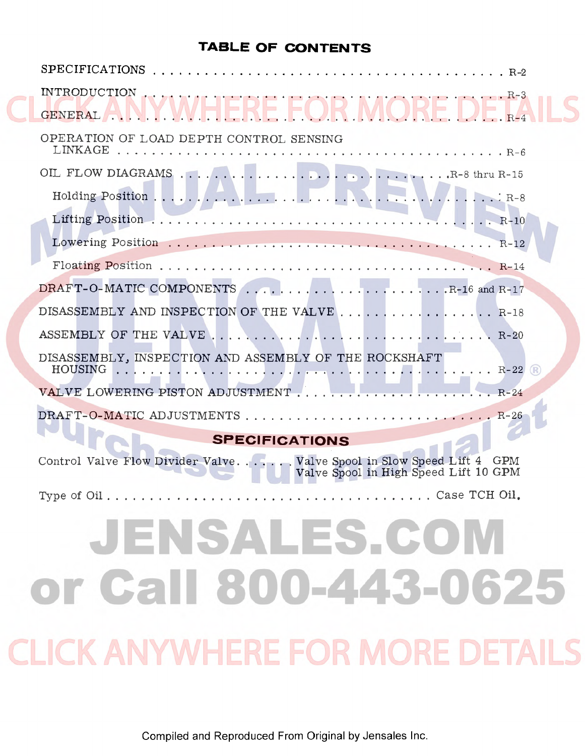# TABLE OF CONTENTS

| | |
|---|---|
| SPECIFICATIONS | R-2 |
| INTRODUCTION | R-3 |
| GENERAL | R-4 |
| OPERATION OF LOAD DEPTH CONTROL SENSING LINKAGE | R-6 |
| OIL FLOW DIAGRAMS | R-8 thru R-15 |
| Holding Position | R-8 |
| Lifting Position | R-10 |
| Lowering Position | R-12 |
| Floating Position | R-14 |
| DRAFT-O-MATIC COMPONENTS | R-16 and R-17 |
| DISASSEMBLY AND INSPECTION OF THE VALVE | R-18 |
| ASSEMBLY OF THE VALVE | R-20 |
| DISASSEMBLY, INSPECTION AND ASSEMBLY OF THE ROCKSHAFT HOUSING | R-22 |
| VALVE LOWERING PISTON ADJUSTMENT | R-24 |
| DRAFT-O-MATIC ADJUSTMENTS | R-26 |

## SPECIFICATIONS

Control Valve Flow Divider Valve . . . . . . Valve Spool in Slow Speed Lift 4 GPM
Valve Spool in High Speed Lift 10 GPM

Type of Oil . . . . . . . . . . Case TCH Oil.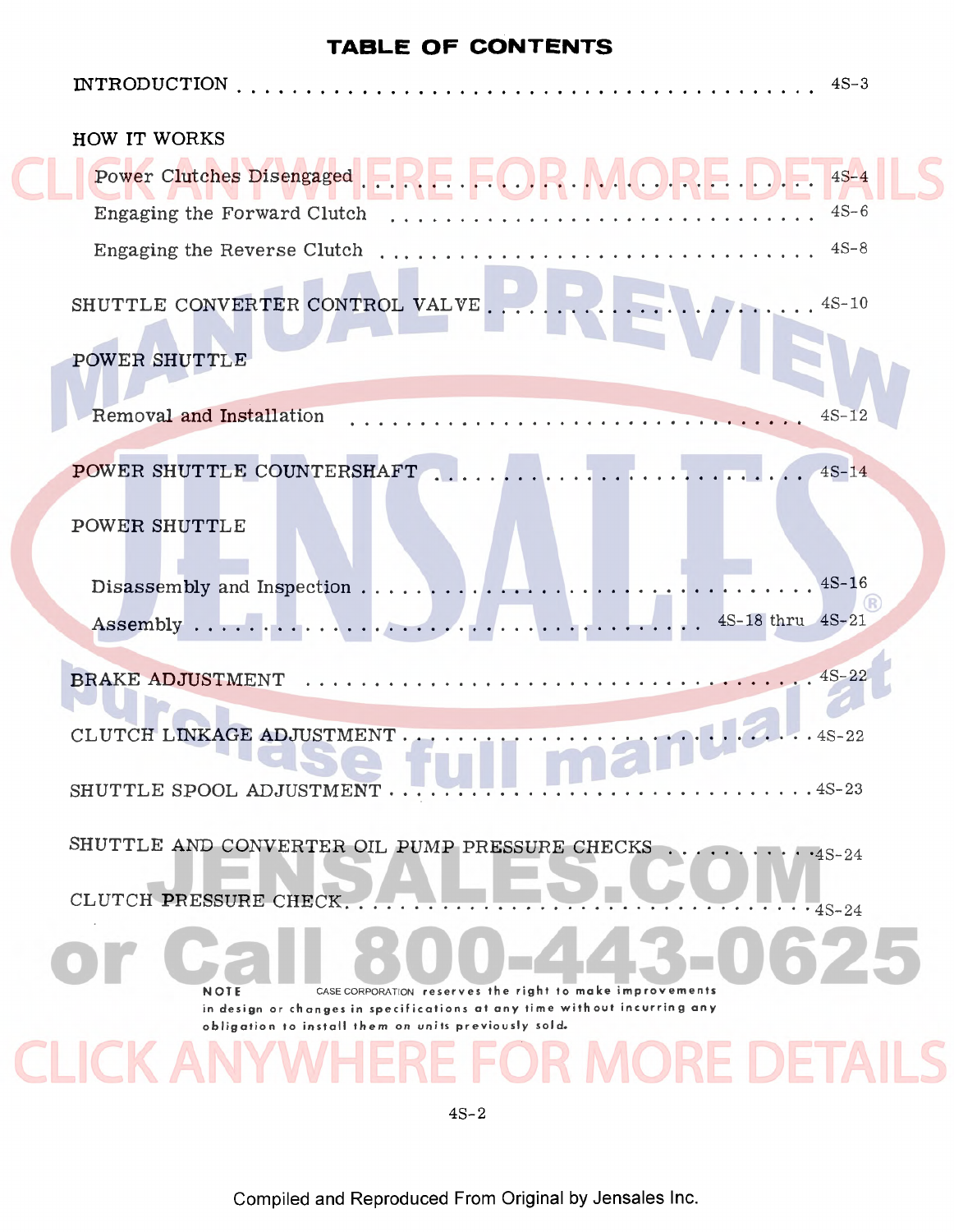# TABLE OF CONTENTS

INTRODUCTION . . . . . . . . . . . . . . . . . . . . . . . . . . . . . . . . . . . . . . 4S-3

HOW IT WORKS

- Power Clutches Disengaged . . . . . . . . . . . . . . . . . . . . . . . . . . . . . 4S-4
- Engaging the Forward Clutch . . . . . . . . . . . . . . . . . . . . . . . . . . . . 4S-6
- Engaging the Reverse Clutch . . . . . . . . . . . . . . . . . . . . . . . . . . . . 4S-8

SHUTTLE CONVERTER CONTROL VALVE . . . . . . . . . . . . . . . . . . . . . . 4S-10

POWER SHUTTLE

- Removal and Installation . . . . . . . . . . . . . . . . . . . . . . . . . . . . . . 4S-12

POWER SHUTTLE COUNTERSHAFT . . . . . . . . . . . . . . . . . . . . . . . . . 4S-14

POWER SHUTTLE

- Disassembly and Inspection . . . . . . . . . . . . . . . . . . . . . . . . . . . . . 4S-16
- Assembly . . . . . . . . . . . . . . . . . . . . . . . . . . . . . . . . 4S-18 thru 4S-21

BRAKE ADJUSTMENT . . . . . . . . . . . . . . . . . . . . . . . . . . . . . . . . . 4S-22

CLUTCH LINKAGE ADJUSTMENT . . . . . . . . . . . . . . . . . . . . . . . . . . . 4S-22

SHUTTLE SPOOL ADJUSTMENT . . . . . . . . . . . . . . . . . . . . . . . . . . . 4S-23

SHUTTLE AND CONVERTER OIL PUMP PRESSURE CHECKS . . . . . . . . . . . 4S-24

CLUTCH PRESSURE CHECK . . . . . . . . . . . . . . . . . . . . . . . . . . . . . . 4S-24

NOTE CASE CORPORATION reserves the right to make improvements in design or changes in specifications at any time without incurring any obligation to install them on units previously sold.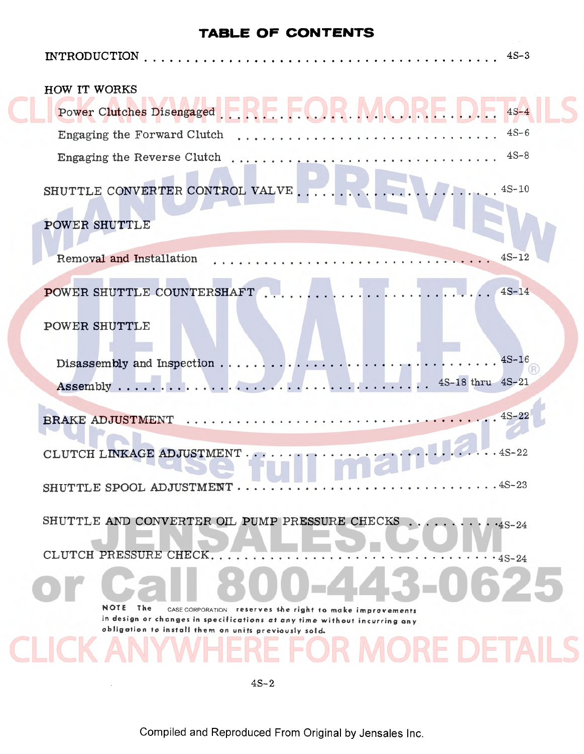# TABLE OF CONTENTS

| | |
|---|---|
| INTRODUCTION | 4S-3 |
| HOW IT WORKS | |
| Power Clutches Disengaged | 4S-4 |
| Engaging the Forward Clutch | 4S-6 |
| Engaging the Reverse Clutch | 4S-8 |
| SHUTTLE CONVERTER CONTROL VALVE | 4S-10 |
| POWER SHUTTLE | |
| Removal and Installation | 4S-12 |
| POWER SHUTTLE COUNTERSHAFT | 4S-14 |
| POWER SHUTTLE | |
| Disassembly and Inspection | 4S-16 |
| Assembly | 4S-18 thru 4S-21 |
| BRAKE ADJUSTMENT | 4S-22 |
| CLUTCH LINKAGE ADJUSTMENT | 4S-22 |
| SHUTTLE SPOOL ADJUSTMENT | 4S-23 |
| SHUTTLE AND CONVERTER OIL PUMP PRESSURE CHECKS | 4S-24 |
| CLUTCH PRESSURE CHECK | 4S-24 |

NOTE The CASE CORPORATION reserves the right to make improvements in design or changes in specifications at any time without incurring any obligation to install them on units previously sold.

Compiled and Reproduced From Original by Jensales Inc.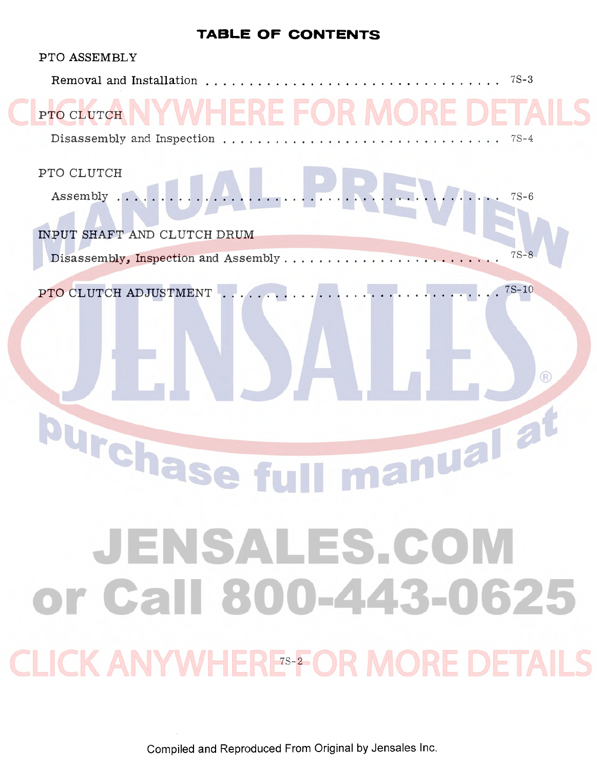# TABLE OF CONTENTS

PTO ASSEMBLY

Removal and Installation . . . . . . . . . . . . . . . . . . . . . . . . . . . . . . . . . 7S-3

PTO CLUTCH

Disassembly and Inspection . . . . . . . . . . . . . . . . . . . . . . . . . . . . . . . 7S-4

PTO CLUTCH

Assembly . . . . . . . . . . . . . . . . . . . . . . . . . . . . . . . . . . . . . . . . . . . 7S-6

INPUT SHAFT AND CLUTCH DRUM

Disassembly, Inspection and Assembly . . . . . . . . . . . . . . . . . . . . . . . . 7S-8

PTO CLUTCH ADJUSTMENT . . . . . . . . . . . . . . . . . . . . . . . . . . . . . . 7S-10

Compiled and Reproduced From Original by Jensales Inc.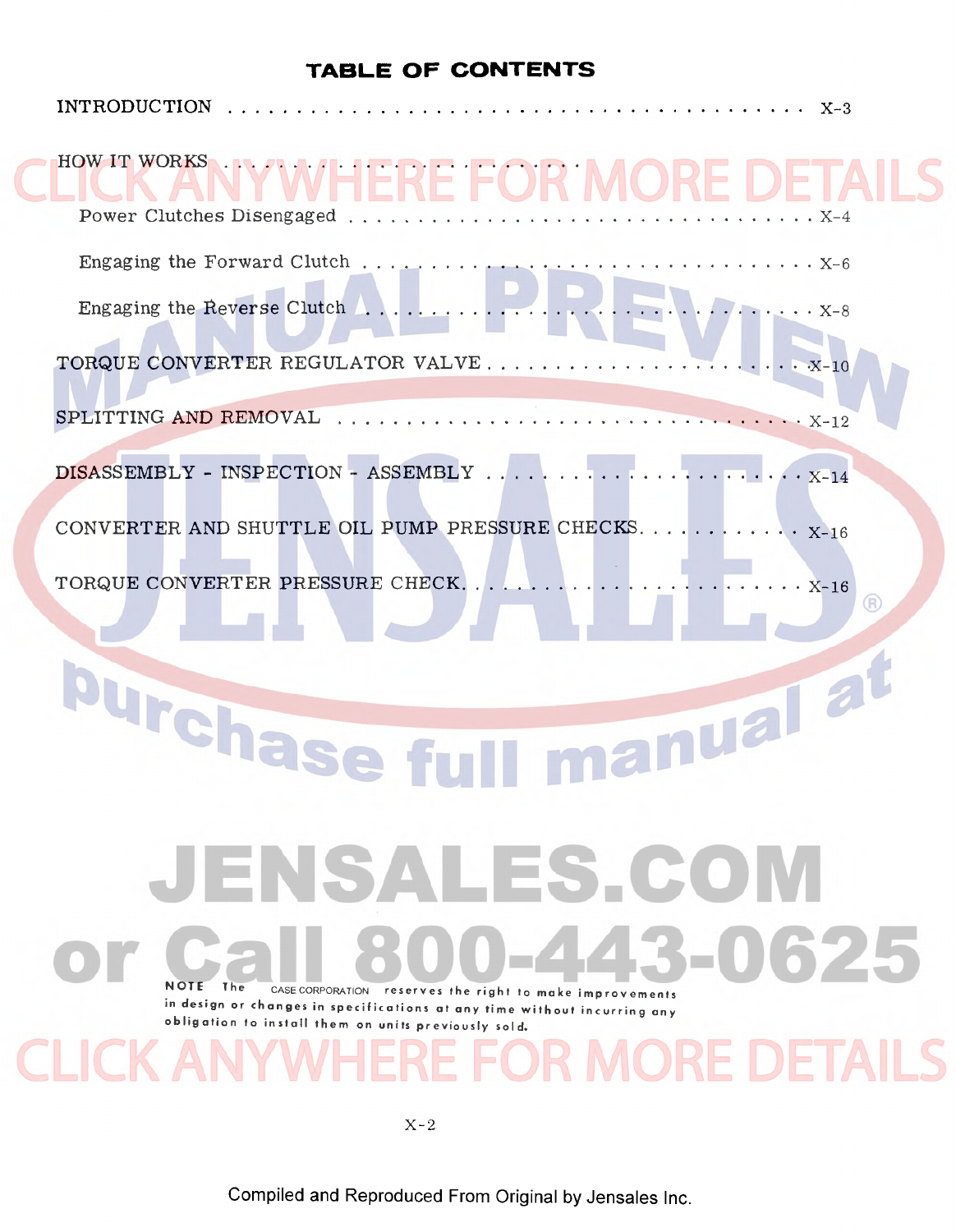# TABLE OF CONTENTS

INTRODUCTION . . . . . . . . . . . . . . . . . . . . . . . . . . . . . . . . . . . . X-3

HOW IT WORKS

Power Clutches Disengaged . . . . . . . . . . . . . . . . . . . . . . . . . . . . . X-4

Engaging the Forward Clutch . . . . . . . . . . . . . . . . . . . . . . . . . . . . X-6

Engaging the Reverse Clutch . . . . . . . . . . . . . . . . . . . . . . . . . . . . X-8

TORQUE CONVERTER REGULATOR VALVE . . . . . . . . . . . . . . . . . . . . X-10

SPLITTING AND REMOVAL . . . . . . . . . . . . . . . . . . . . . . . . . . . . . . X-12

DISASSEMBLY - INSPECTION - ASSEMBLY . . . . . . . . . . . . . . . . . . . . X-14

CONVERTER AND SHUTTLE OIL PUMP PRESSURE CHECKS. . . . . . . . . . . X-16

TORQUE CONVERTER PRESSURE CHECK. . . . . . . . . . . . . . . . . . . . . . X-16

**NOTE** The CASE CORPORATION reserves the right to make improvements in design or changes in specifications at any time without incurring any obligation to install them on units previously sold.

Compiled and Reproduced From Original by Jensales Inc.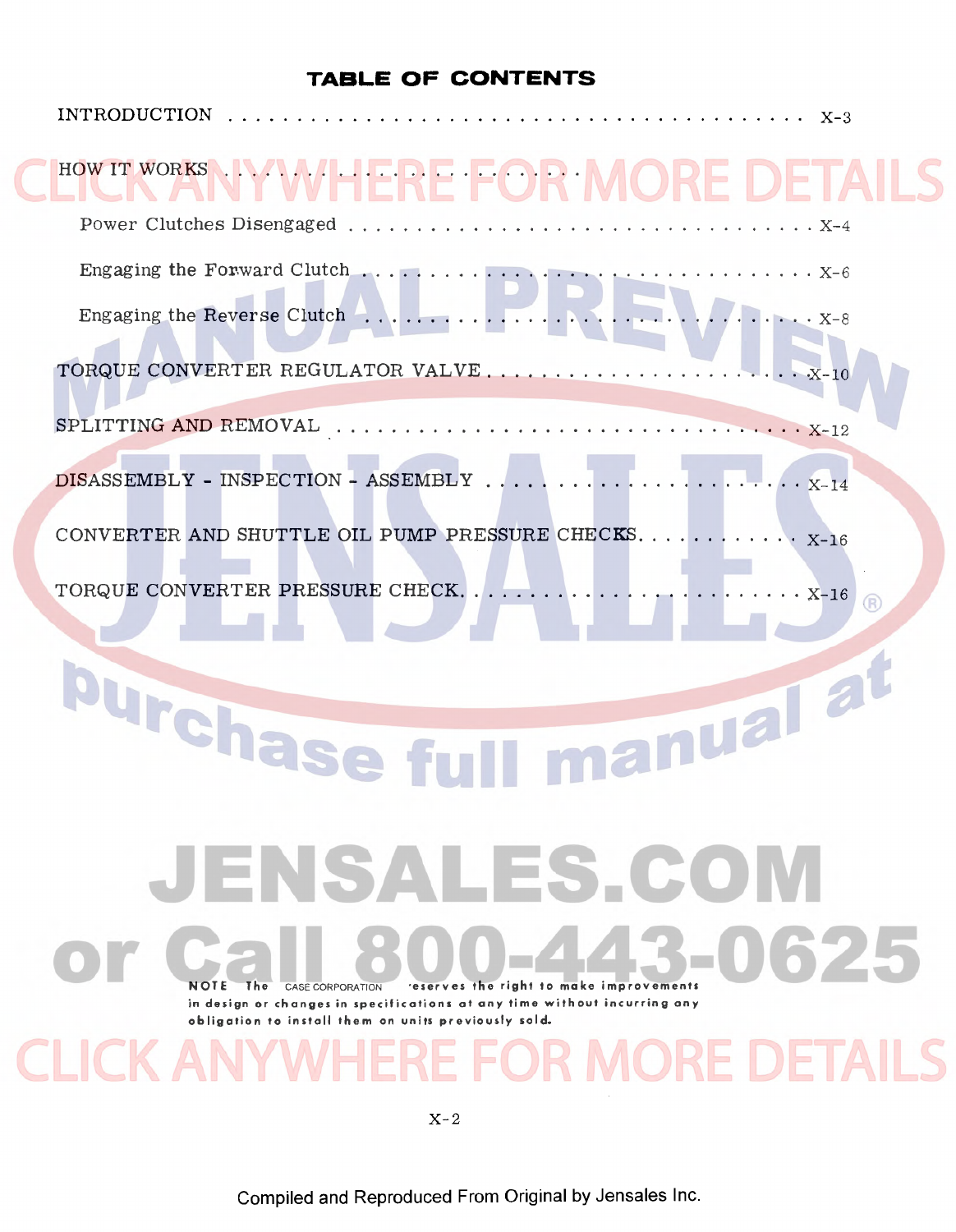# TABLE OF CONTENTS

| | |
|---|---|
| INTRODUCTION | X-3 |
| HOW IT WORKS | |
| Power Clutches Disengaged | X-4 |
| Engaging the Forward Clutch | X-6 |
| Engaging the Reverse Clutch | X-8 |
| TORQUE CONVERTER REGULATOR VALVE | X-10 |
| SPLITTING AND REMOVAL | X-12 |
| DISASSEMBLY - INSPECTION - ASSEMBLY | X-14 |
| CONVERTER AND SHUTTLE OIL PUMP PRESSURE CHECKS | X-16 |
| TORQUE CONVERTER PRESSURE CHECK | X-16 |

**NOTE** The CASE CORPORATION reserves the right to make improvements in design or changes in specifications at any time without incurring any obligation to install them on units previously sold.

Compiled and Reproduced From Original by Jensales Inc.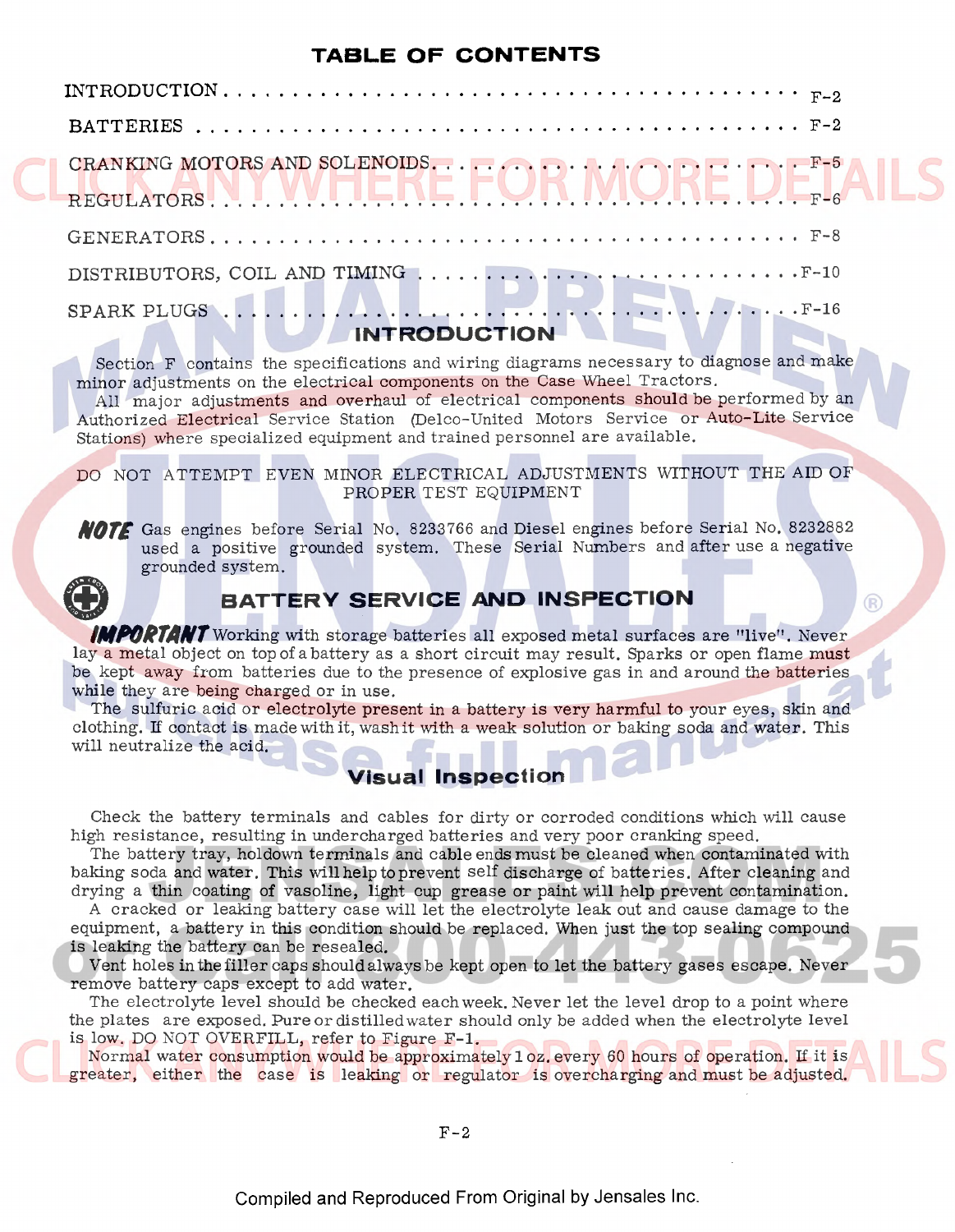## TABLE OF CONTENTS

| | |
|---|---|
| INTRODUCTION | F-2 |
| BATTERIES | F-2 |
| CRANKING MOTORS AND SOLENOIDS | F-5 |
| REGULATORS | F-6 |
| GENERATORS | F-8 |
| DISTRIBUTORS, COIL AND TIMING | F-10 |
| SPARK PLUGS | F-16 |

## INTRODUCTION

Section F contains the specifications and wiring diagrams necessary to diagnose and make minor adjustments on the electrical components on the Case Wheel Tractors.

All major adjustments and overhaul of electrical components should be performed by an Authorized Electrical Service Station (Delco-United Motors Service or Auto-Lite Service Stations) where specialized equipment and trained personnel are available.

DO NOT ATTEMPT EVEN MINOR ELECTRICAL ADJUSTMENTS WITHOUT THE AID OF PROPER TEST EQUIPMENT

***NOTE*** Gas engines before Serial No. 8233766 and Diesel engines before Serial No. 8232882 used a positive grounded system. These Serial Numbers and after use a negative grounded system.

## BATTERY SERVICE AND INSPECTION

***IMPORTANT*** Working with storage batteries all exposed metal surfaces are "live". Never lay a metal object on top of a battery as a short circuit may result. Sparks or open flame must be kept away from batteries due to the presence of explosive gas in and around the batteries while they are being charged or in use.

The sulfuric acid or electrolyte present in a battery is very harmful to your eyes, skin and clothing. If contact is made with it, wash it with a weak solution or baking soda and water. This will neutralize the acid.

### Visual Inspection

Check the battery terminals and cables for dirty or corroded conditions which will cause high resistance, resulting in undercharged batteries and very poor cranking speed.

The battery tray, holdown terminals and cable ends must be cleaned when contaminated with baking soda and water. This will help to prevent self discharge of batteries. After cleaning and drying a thin coating of vasoline, light cup grease or paint will help prevent contamination.

A cracked or leaking battery case will let the electrolyte leak out and cause damage to the equipment, a battery in this condition should be replaced. When just the top sealing compound is leaking the battery can be resealed.

Vent holes in the filler caps should always be kept open to let the battery gases escape. Never remove battery caps except to add water.

The electrolyte level should be checked each week. Never let the level drop to a point where the plates are exposed. Pure or distilled water should only be added when the electrolyte level is low. DO NOT OVERFILL, refer to Figure F-1.

Normal water consumption would be approximately 1 oz. every 60 hours of operation. If it is greater, either the case is leaking or regulator is overcharging and must be adjusted.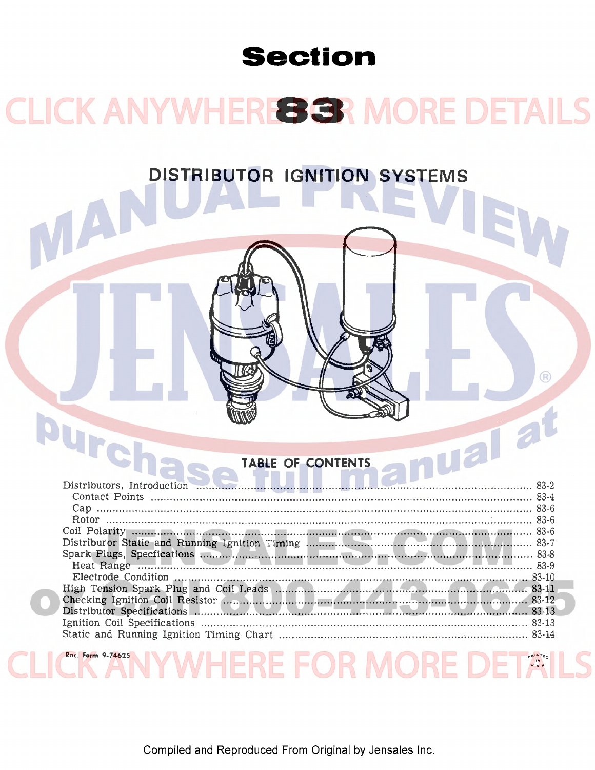# Section

# 83

## DISTRIBUTOR IGNITION SYSTEMS

### TABLE OF CONTENTS

| | |
|---|---|
| Distributors, Introduction | 83-2 |
| Contact Points | 83-4 |
| Cap | 83-6 |
| Rotor | 83-6 |
| Coil Polarity | 83-6 |
| Distriburor Static and Running Ignition Timing | 83-7 |
| Spark Plugs, Specfications | 83-8 |
| Heat Range | 83-9 |
| Electrode Condition | 83-10 |
| High Tension Spark Plug and Coil Leads | 83-11 |
| Checking Ignition Coil Resistor | 83-12 |
| Distributor Specifications | 83-13 |
| Ignition Coil Specifications | 83-13 |
| Static and Running Ignition Timing Chart | 83-14 |

Rac. Form 9-74625

Compiled and Reproduced From Original by Jensales Inc.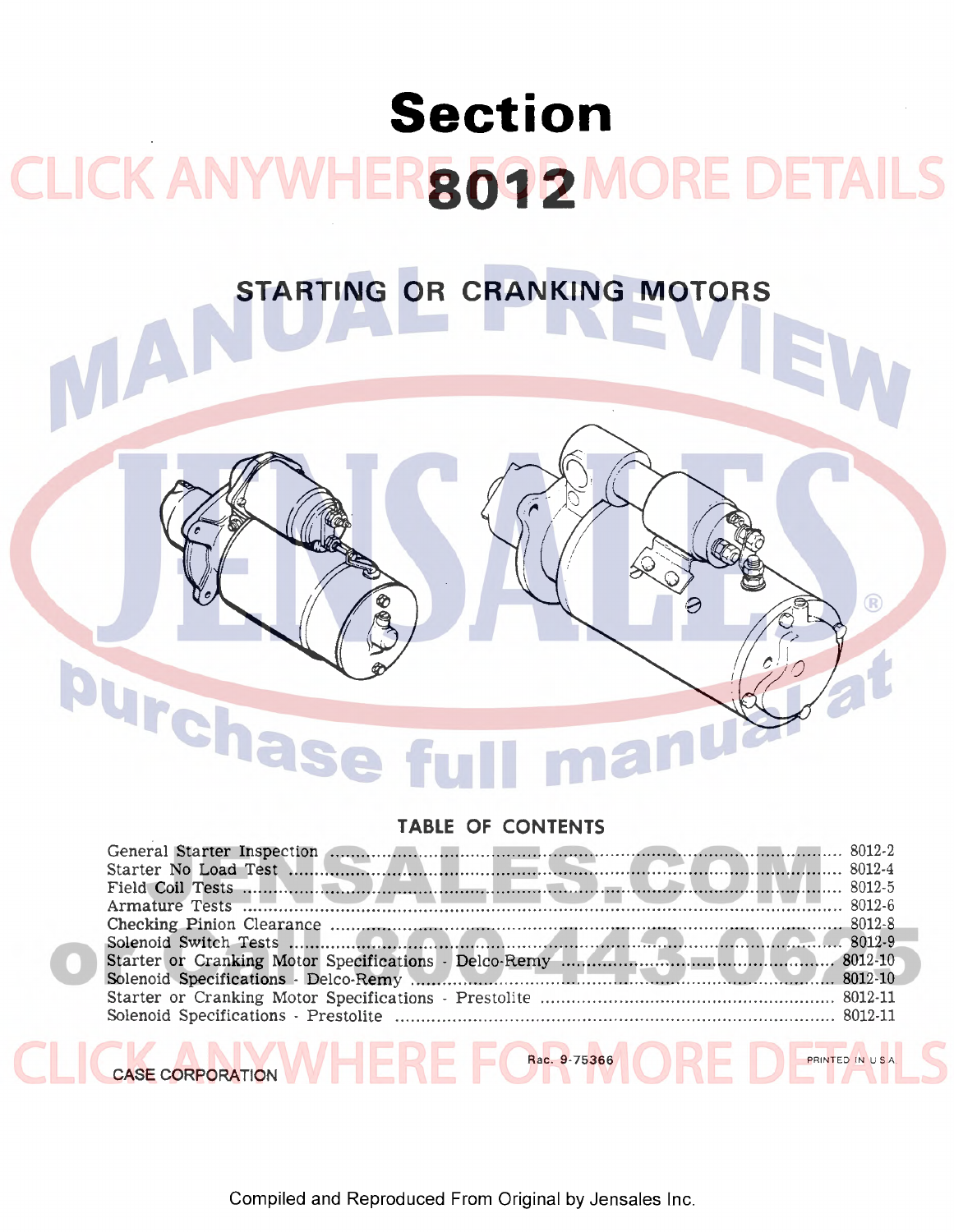# Section 8012

## STARTING OR CRANKING MOTORS

### TABLE OF CONTENTS

| | |
|---|---|
| General Starter Inspection | 8012-2 |
| Starter No Load Test | 8012-4 |
| Field Coil Tests | 8012-5 |
| Armature Tests | 8012-6 |
| Checking Pinion Clearance | 8012-8 |
| Solenoid Switch Tests | 8012-9 |
| Starter or Cranking Motor Specifications - Delco-Remy | 8012-10 |
| Solenoid Specifications - Delco-Remy | 8012-10 |
| Starter or Cranking Motor Specifications - Prestolite | 8012-11 |
| Solenoid Specifications - Prestolite | 8012-11 |

CASE CORPORATION

Rac. 9-75366

PRINTED IN U.S.A.

Compiled and Reproduced From Original by Jensales Inc.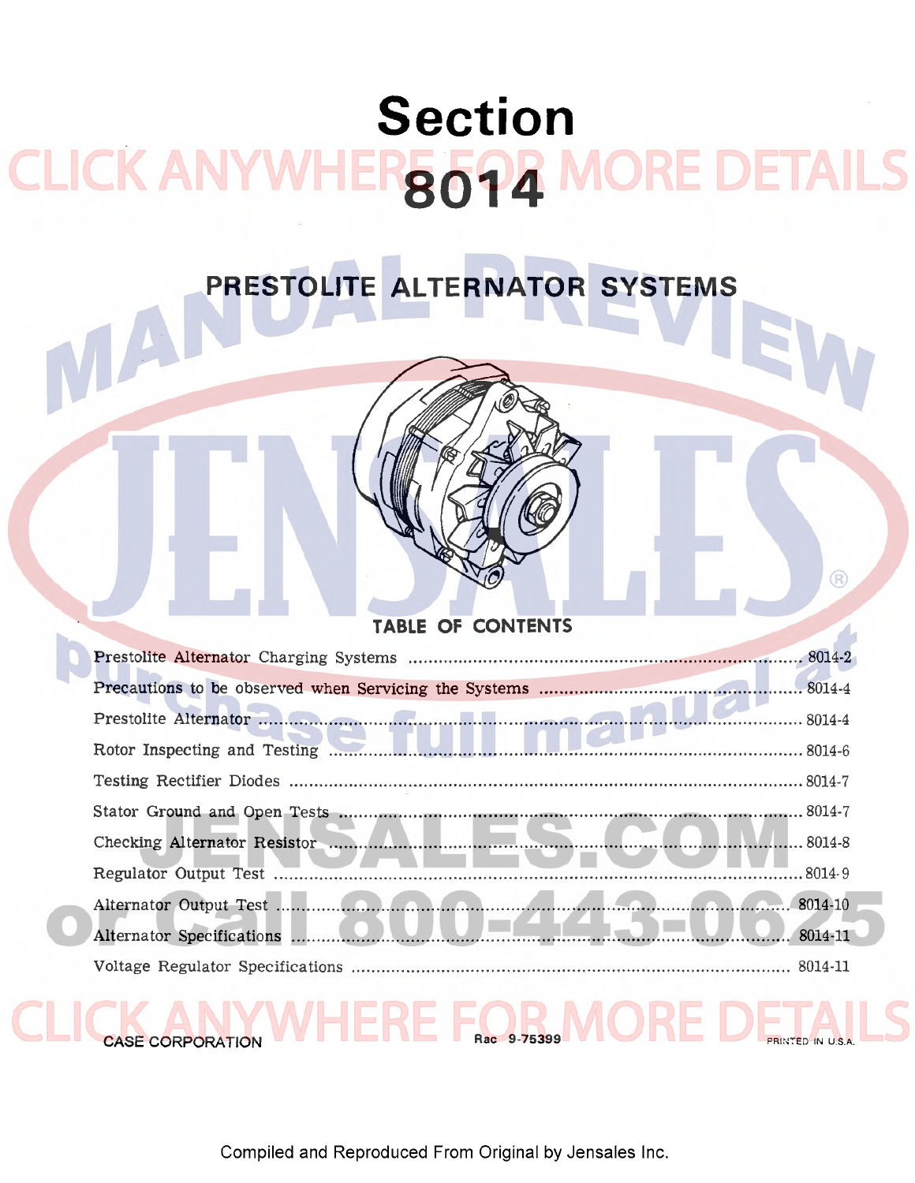# Section 8014

## PRESTOLITE ALTERNATOR SYSTEMS

### TABLE OF CONTENTS

| | |
|---|---|
| Prestolite Alternator Charging Systems | 8014-2 |
| Precautions to be observed when Servicing the Systems | 8014-4 |
| Prestolite Alternator | 8014-4 |
| Rotor Inspecting and Testing | 8014-6 |
| Testing Rectifier Diodes | 8014-7 |
| Stator Ground and Open Tests | 8014-7 |
| Checking Alternator Resistor | 8014-8 |
| Regulator Output Test | 8014-9 |
| Alternator Output Test | 8014-10 |
| Alternator Specifications | 8014-11 |
| Voltage Regulator Specifications | 8014-11 |

CASE CORPORATION Rac 9-75399 PRINTED IN U.S.A.

Compiled and Reproduced From Original by Jensales Inc.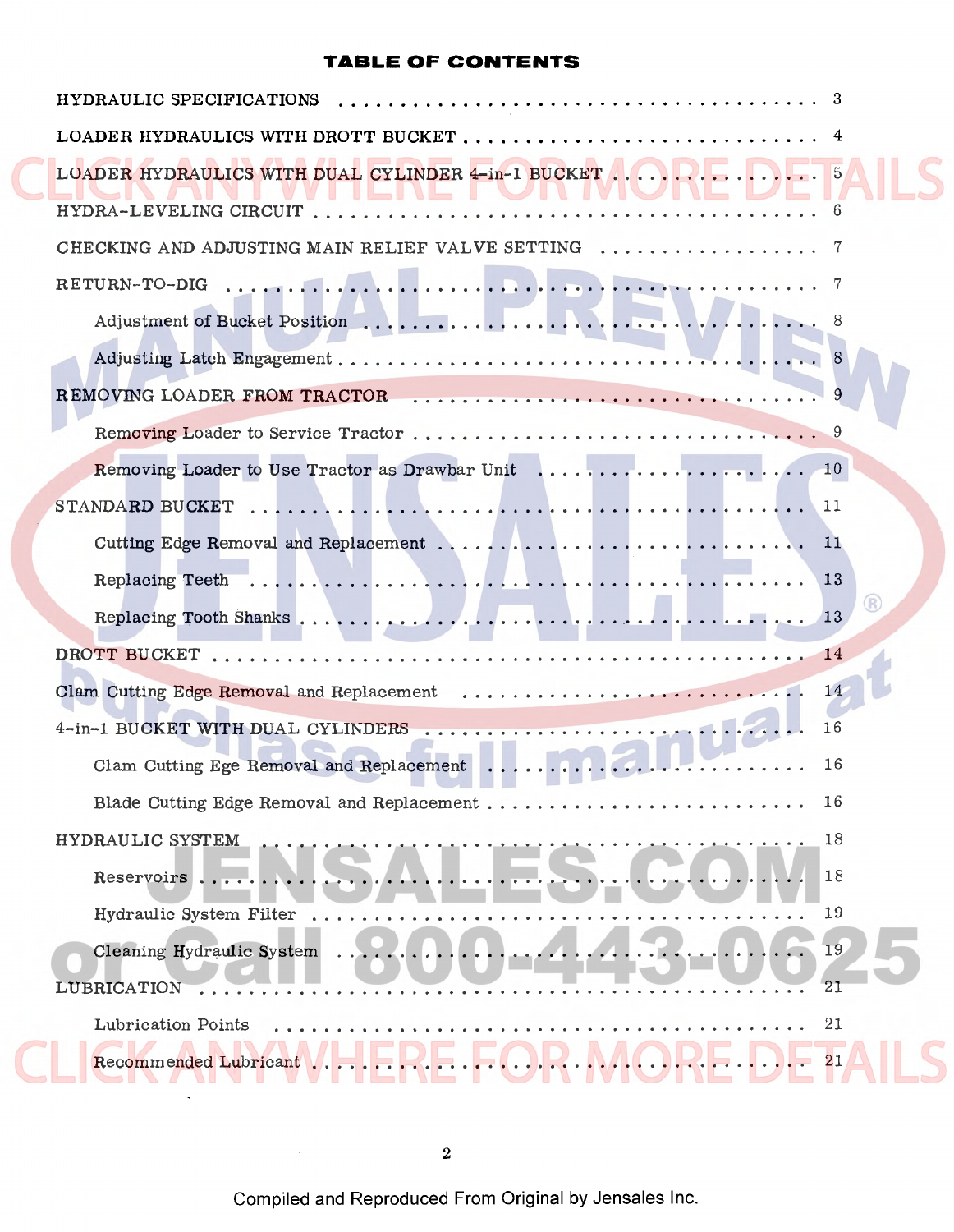# TABLE OF CONTENTS

| | |
|---|---|
| HYDRAULIC SPECIFICATIONS | 3 |
| LOADER HYDRAULICS WITH DROTT BUCKET | 4 |
| LOADER HYDRAULICS WITH DUAL CYLINDER 4-in-1 BUCKET | 5 |
| HYDRA-LEVELING CIRCUIT | 6 |
| CHECKING AND ADJUSTING MAIN RELIEF VALVE SETTING | 7 |
| RETURN-TO-DIG | 7 |
| Adjustment of Bucket Position | 8 |
| Adjusting Latch Engagement | 8 |
| REMOVING LOADER FROM TRACTOR | 9 |
| Removing Loader to Service Tractor | 9 |
| Removing Loader to Use Tractor as Drawbar Unit | 10 |
| STANDARD BUCKET | 11 |
| Cutting Edge Removal and Replacement | 11 |
| Replacing Teeth | 13 |
| Replacing Tooth Shanks | 13 |
| DROTT BUCKET | 14 |
| Clam Cutting Edge Removal and Replacement | 14 |
| 4-in-1 BUCKET WITH DUAL CYLINDERS | 16 |
| Clam Cutting Ege Removal and Replacement | 16 |
| Blade Cutting Edge Removal and Replacement | 16 |
| HYDRAULIC SYSTEM | 18 |
| Reservoirs | 18 |
| Hydraulic System Filter | 19 |
| Cleaning Hydraulic System | 19 |
| LUBRICATION | 21 |
| Lubrication Points | 21 |
| Recommended Lubricant | 21 |

Compiled and Reproduced From Original by Jensales Inc.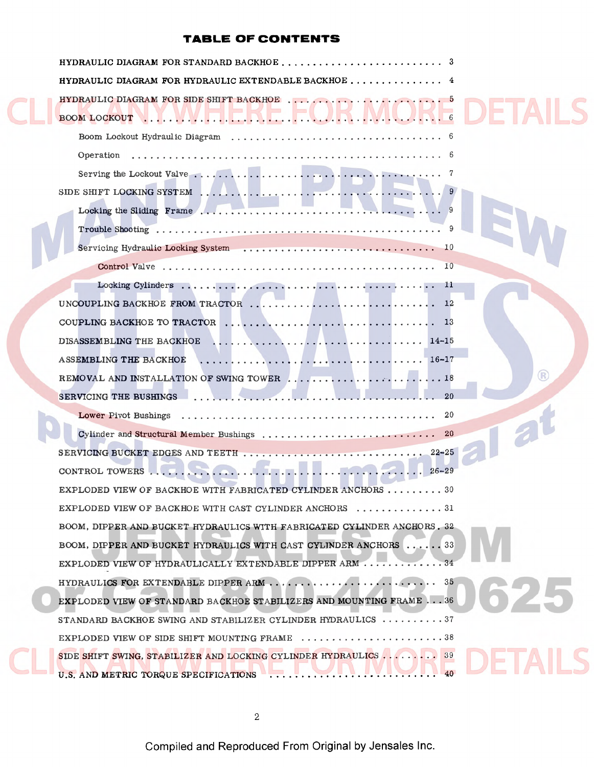# TABLE OF CONTENTS

| | |
|---|---|
| HYDRAULIC DIAGRAM FOR STANDARD BACKHOE | 3 |
| HYDRAULIC DIAGRAM FOR HYDRAULIC EXTENDABLE BACKHOE | 4 |
| HYDRAULIC DIAGRAM FOR SIDE SHIFT BACKHOE | 5 |
| BOOM LOCKOUT | 6 |
| Boom Lockout Hydraulic Diagram | 6 |
| Operation | 6 |
| Serving the Lockout Valve | 7 |
| SIDE SHIFT LOCKING SYSTEM | 9 |
| Locking the Sliding Frame | 9 |
| Trouble Shooting | 9 |
| Servicing Hydraulic Locking System | 10 |
| Control Valve | 10 |
| Locking Cylinders | 11 |
| UNCOUPLING BACKHOE FROM TRACTOR | 12 |
| COUPLING BACKHOE TO TRACTOR | 13 |
| DISASSEMBLING THE BACKHOE | 14-15 |
| ASSEMBLING THE BACKHOE | 16-17 |
| REMOVAL AND INSTALLATION OF SWING TOWER | 18 |
| SERVICING THE BUSHINGS | 20 |
| Lower Pivot Bushings | 20 |
| Cylinder and Structural Member Bushings | 20 |
| SERVICING BUCKET EDGES AND TEETH | 22-25 |
| CONTROL TOWERS | 26-29 |
| EXPLODED VIEW OF BACKHOE WITH FABRICATED CYLINDER ANCHORS | 30 |
| EXPLODED VIEW OF BACKHOE WITH CAST CYLINDER ANCHORS | 31 |
| BOOM, DIPPER AND BUCKET HYDRAULICS WITH FABRICATED CYLINDER ANCHORS | 32 |
| BOOM, DIPPER AND BUCKET HYDRAULICS WITH CAST CYLINDER ANCHORS | 33 |
| EXPLODED VIEW OF HYDRAULICALLY EXTENDABLE DIPPER ARM | 34 |
| HYDRAULICS FOR EXTENDABLE DIPPER ARM | 35 |
| EXPLODED VIEW OF STANDARD BACKHOE STABILIZERS AND MOUNTING FRAME | 36 |
| STANDARD BACKHOE SWING AND STABILIZER CYLINDER HYDRAULICS | 37 |
| EXPLODED VIEW OF SIDE SHIFT MOUNTING FRAME | 38 |
| SIDE SHIFT SWING, STABILIZER AND LOCKING CYLINDER HYDRAULICS | 39 |
| U.S. AND METRIC TORQUE SPECIFICATIONS | 40 |

Compiled and Reproduced From Original by Jensales Inc.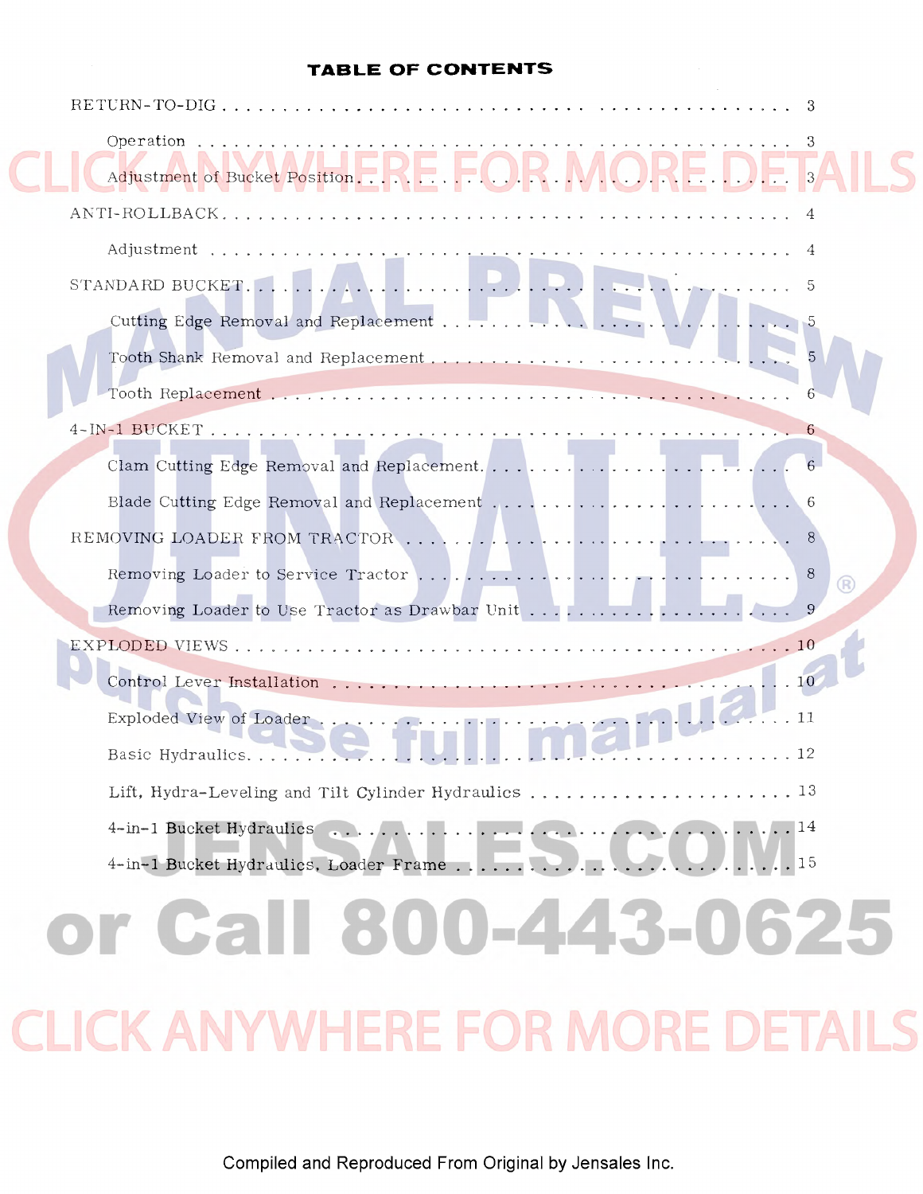# TABLE OF CONTENTS

| | |
|---|---|
| RETURN-TO-DIG | 3 |
| Operation | 3 |
| Adjustment of Bucket Position | 3 |
| ANTI-ROLLBACK | 4 |
| Adjustment | 4 |
| STANDARD BUCKET | 5 |
| Cutting Edge Removal and Replacement | 5 |
| Tooth Shank Removal and Replacement | 5 |
| Tooth Replacement | 6 |
| 4-IN-1 BUCKET | 6 |
| Clam Cutting Edge Removal and Replacement | 6 |
| Blade Cutting Edge Removal and Replacement | 6 |
| REMOVING LOADER FROM TRACTOR | 8 |
| Removing Loader to Service Tractor | 8 |
| Removing Loader to Use Tractor as Drawbar Unit | 9 |
| EXPLODED VIEWS | 10 |
| Control Lever Installation | 10 |
| Exploded View of Loader | 11 |
| Basic Hydraulics | 12 |
| Lift, Hydra-Leveling and Tilt Cylinder Hydraulics | 13 |
| 4-in-1 Bucket Hydraulics | 14 |
| 4-in-1 Bucket Hydraulics, Loader Frame | 15 |

Compiled and Reproduced From Original by Jensales Inc.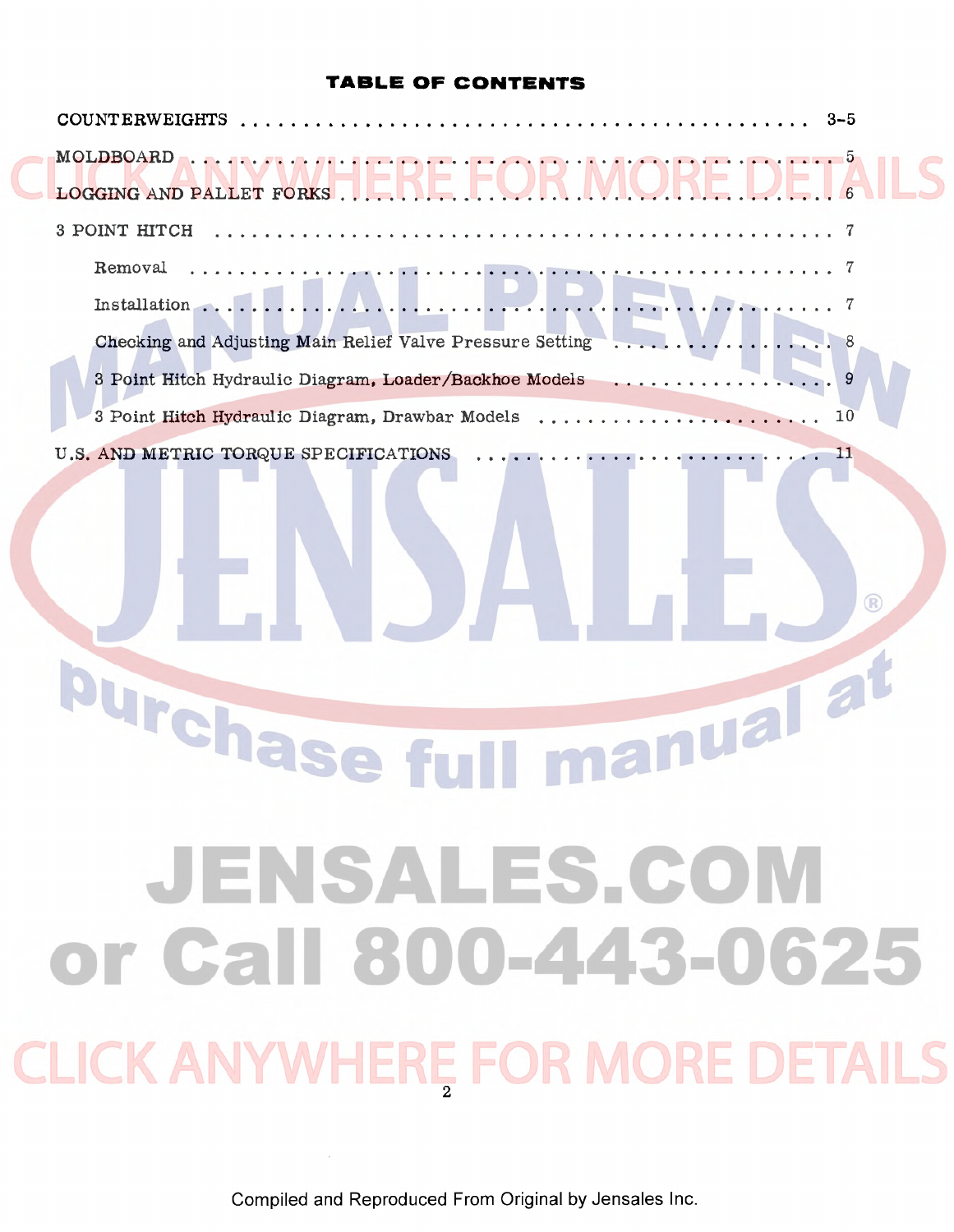# TABLE OF CONTENTS

| | |
|---|---|
| COUNTERWEIGHTS | 3-5 |
| MOLDBOARD | 5 |
| LOGGING AND PALLET FORKS | 6 |
| 3 POINT HITCH | 7 |
| Removal | 7 |
| Installation | 7 |
| Checking and Adjusting Main Relief Valve Pressure Setting | 8 |
| 3 Point Hitch Hydraulic Diagram, Loader/Backhoe Models | 9 |
| 3 Point Hitch Hydraulic Diagram, Drawbar Models | 10 |
| U.S. AND METRIC TORQUE SPECIFICATIONS | 11 |

Compiled and Reproduced From Original by Jensales Inc.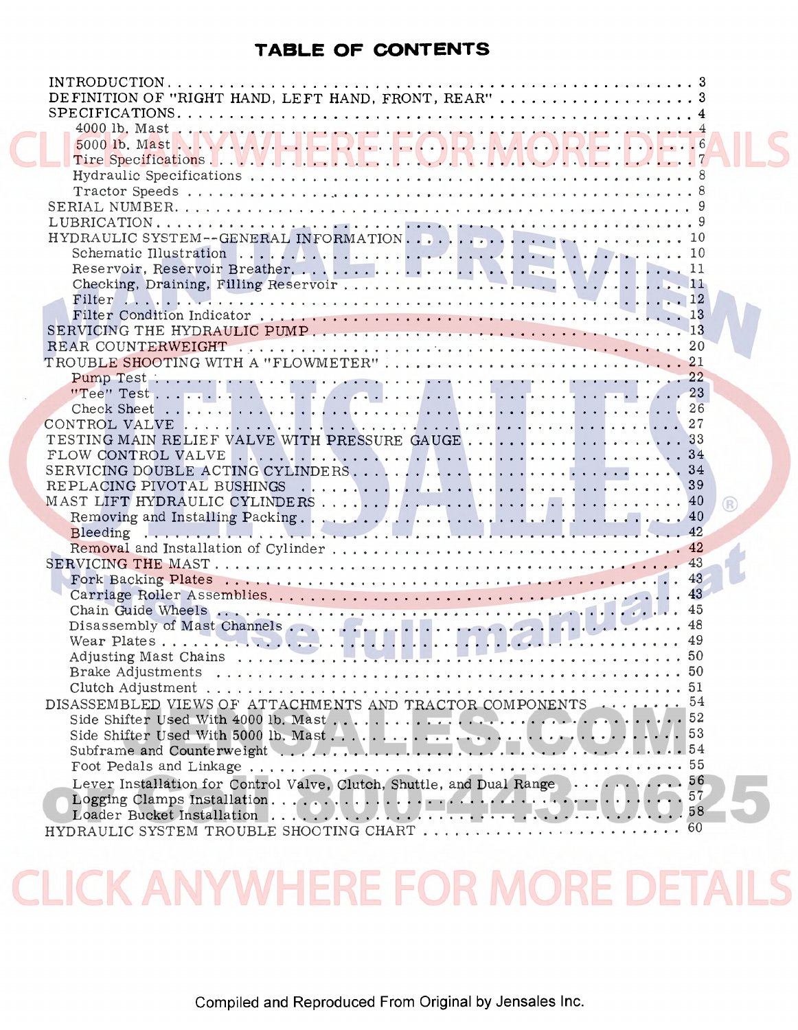# TABLE OF CONTENTS

| | |
|---|---|
| INTRODUCTION | 3 |
| DEFINITION OF "RIGHT HAND, LEFT HAND, FRONT, REAR" | 3 |
| SPECIFICATIONS | 4 |
| 4000 lb. Mast | 4 |
| 5000 lb. Mast | 6 |
| Tire Specifications | 7 |
| Hydraulic Specifications | 8 |
| Tractor Speeds | 8 |
| SERIAL NUMBER | 9 |
| LUBRICATION | 9 |
| HYDRAULIC SYSTEM--GENERAL INFORMATION | 10 |
| Schematic Illustration | 10 |
| Reservoir, Reservoir Breather | 11 |
| Checking, Draining, Filling Reservoir | 11 |
| Filter | 12 |
| Filter Condition Indicator | 13 |
| SERVICING THE HYDRAULIC PUMP | 13 |
| REAR COUNTERWEIGHT | 20 |
| TROUBLE SHOOTING WITH A "FLOWMETER" | 21 |
| Pump Test | 22 |
| "Tee" Test | 23 |
| Check Sheet | 26 |
| CONTROL VALVE | 27 |
| TESTING MAIN RELIEF VALVE WITH PRESSURE GAUGE | 33 |
| FLOW CONTROL VALVE | 34 |
| SERVICING DOUBLE ACTING CYLINDERS | 34 |
| REPLACING PIVOTAL BUSHINGS | 39 |
| MAST LIFT HYDRAULIC CYLINDERS | 40 |
| Removing and Installing Packing | 40 |
| Bleeding | 42 |
| Removal and Installation of Cylinder | 42 |
| SERVICING THE MAST | 43 |
| Fork Backing Plates | 43 |
| Carriage Roller Assemblies | 43 |
| Chain Guide Wheels | 45 |
| Disassembly of Mast Channels | 48 |
| Wear Plates | 49 |
| Adjusting Mast Chains | 50 |
| Brake Adjustments | 50 |
| Clutch Adjustment | 51 |
| DISASSEMBLED VIEWS OF ATTACHMENTS AND TRACTOR COMPONENTS | 54 |
| Side Shifter Used With 4000 lb. Mast | 52 |
| Side Shifter Used With 5000 lb. Mast | 53 |
| Subframe and Counterweight | 54 |
| Foot Pedals and Linkage | 55 |
| Lever Installation for Control Valve, Clutch, Shuttle, and Dual Range | 56 |
| Logging Clamps Installation | 57 |
| Loader Bucket Installation | 58 |
| HYDRAULIC SYSTEM TROUBLE SHOOTING CHART | 60 |

Compiled and Reproduced From Original by Jensales Inc.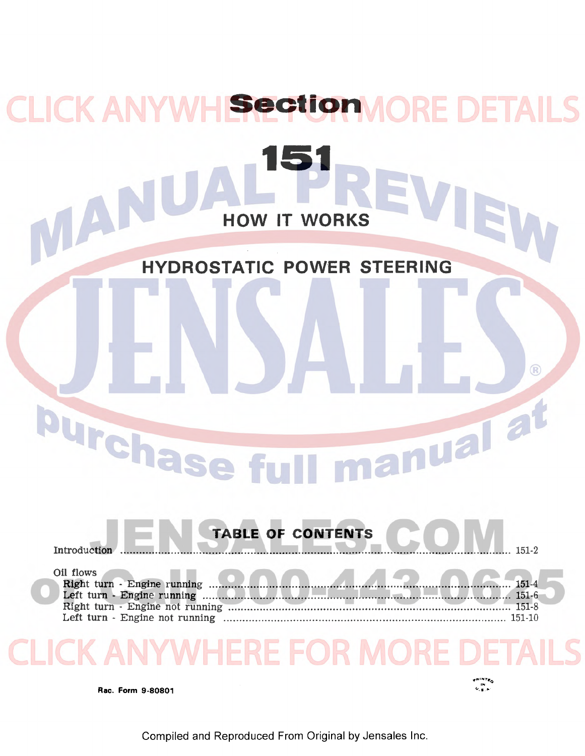# Section 151

## HOW IT WORKS

## HYDROSTATIC POWER STEERING

### TABLE OF CONTENTS

| | |
|---|---|
| Introduction | 151-2 |
| Oil flows | |
| Right turn - Engine running | 151-4 |
| Left turn - Engine running | 151-6 |
| Right turn - Engine not running | 151-8 |
| Left turn - Engine not running | 151-10 |

Rac. Form 9-80801

Compiled and Reproduced From Original by Jensales Inc.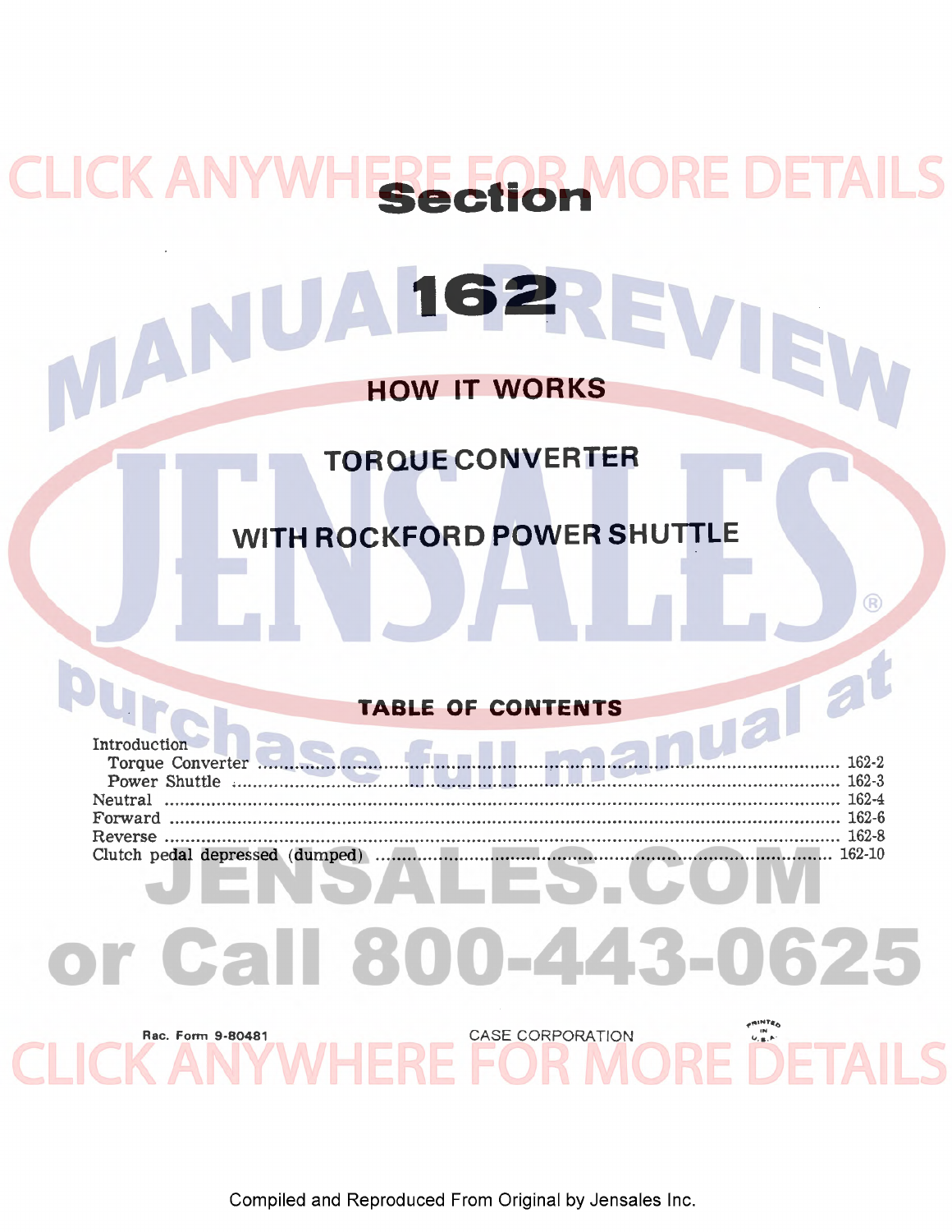# Section 162

## HOW IT WORKS

## TORQUE CONVERTER

## WITH ROCKFORD POWER SHUTTLE

### TABLE OF CONTENTS

| | |
|---|---|
| Introduction | |
| Torque Converter | 162-2 |
| Power Shuttle | 162-3 |
| Neutral | 162-4 |
| Forward | 162-6 |
| Reverse | 162-8 |
| Clutch pedal depressed (dumped) | 162-10 |

Rac. Form 9-80481 CASE CORPORATION PRINTED IN U.S.A.

Compiled and Reproduced From Original by Jensales Inc.